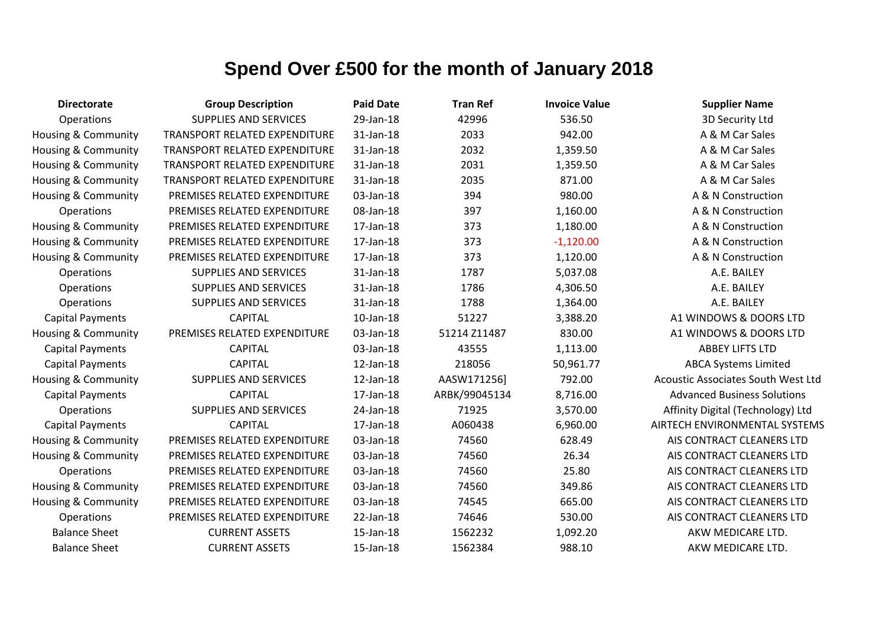# Spend Over £500 for the month of January 2018

| Directorate | Group Description | Paid Date | Tran Ref | Invoice Value | Supplier Name |
|---|---|---|---|---|---|
| Operations | SUPPLIES AND SERVICES | 29-Jan-18 | 42996 | 536.50 | 3D Security Ltd |
| Housing & Community | TRANSPORT RELATED EXPENDITURE | 31-Jan-18 | 2033 | 942.00 | A & M Car Sales |
| Housing & Community | TRANSPORT RELATED EXPENDITURE | 31-Jan-18 | 2032 | 1,359.50 | A & M Car Sales |
| Housing & Community | TRANSPORT RELATED EXPENDITURE | 31-Jan-18 | 2031 | 1,359.50 | A & M Car Sales |
| Housing & Community | TRANSPORT RELATED EXPENDITURE | 31-Jan-18 | 2035 | 871.00 | A & M Car Sales |
| Housing & Community | PREMISES RELATED EXPENDITURE | 03-Jan-18 | 394 | 980.00 | A & N Construction |
| Operations | PREMISES RELATED EXPENDITURE | 08-Jan-18 | 397 | 1,160.00 | A & N Construction |
| Housing & Community | PREMISES RELATED EXPENDITURE | 17-Jan-18 | 373 | 1,180.00 | A & N Construction |
| Housing & Community | PREMISES RELATED EXPENDITURE | 17-Jan-18 | 373 | -1,120.00 | A & N Construction |
| Housing & Community | PREMISES RELATED EXPENDITURE | 17-Jan-18 | 373 | 1,120.00 | A & N Construction |
| Operations | SUPPLIES AND SERVICES | 31-Jan-18 | 1787 | 5,037.08 | A.E. BAILEY |
| Operations | SUPPLIES AND SERVICES | 31-Jan-18 | 1786 | 4,306.50 | A.E. BAILEY |
| Operations | SUPPLIES AND SERVICES | 31-Jan-18 | 1788 | 1,364.00 | A.E. BAILEY |
| Capital Payments | CAPITAL | 10-Jan-18 | 51227 | 3,388.20 | A1 WINDOWS & DOORS LTD |
| Housing & Community | PREMISES RELATED EXPENDITURE | 03-Jan-18 | 51214 Z11487 | 830.00 | A1 WINDOWS & DOORS LTD |
| Capital Payments | CAPITAL | 03-Jan-18 | 43555 | 1,113.00 | ABBEY LIFTS LTD |
| Capital Payments | CAPITAL | 12-Jan-18 | 218056 | 50,961.77 | ABCA Systems Limited |
| Housing & Community | SUPPLIES AND SERVICES | 12-Jan-18 | AASW171256] | 792.00 | Acoustic Associates South West Ltd |
| Capital Payments | CAPITAL | 17-Jan-18 | ARBK/99045134 | 8,716.00 | Advanced Business Solutions |
| Operations | SUPPLIES AND SERVICES | 24-Jan-18 | 71925 | 3,570.00 | Affinity Digital (Technology) Ltd |
| Capital Payments | CAPITAL | 17-Jan-18 | A060438 | 6,960.00 | AIRTECH ENVIRONMENTAL SYSTEMS |
| Housing & Community | PREMISES RELATED EXPENDITURE | 03-Jan-18 | 74560 | 628.49 | AIS CONTRACT CLEANERS LTD |
| Housing & Community | PREMISES RELATED EXPENDITURE | 03-Jan-18 | 74560 | 26.34 | AIS CONTRACT CLEANERS LTD |
| Operations | PREMISES RELATED EXPENDITURE | 03-Jan-18 | 74560 | 25.80 | AIS CONTRACT CLEANERS LTD |
| Housing & Community | PREMISES RELATED EXPENDITURE | 03-Jan-18 | 74560 | 349.86 | AIS CONTRACT CLEANERS LTD |
| Housing & Community | PREMISES RELATED EXPENDITURE | 03-Jan-18 | 74545 | 665.00 | AIS CONTRACT CLEANERS LTD |
| Operations | PREMISES RELATED EXPENDITURE | 22-Jan-18 | 74646 | 530.00 | AIS CONTRACT CLEANERS LTD |
| Balance Sheet | CURRENT ASSETS | 15-Jan-18 | 1562232 | 1,092.20 | AKW MEDICARE LTD. |
| Balance Sheet | CURRENT ASSETS | 15-Jan-18 | 1562384 | 988.10 | AKW MEDICARE LTD. |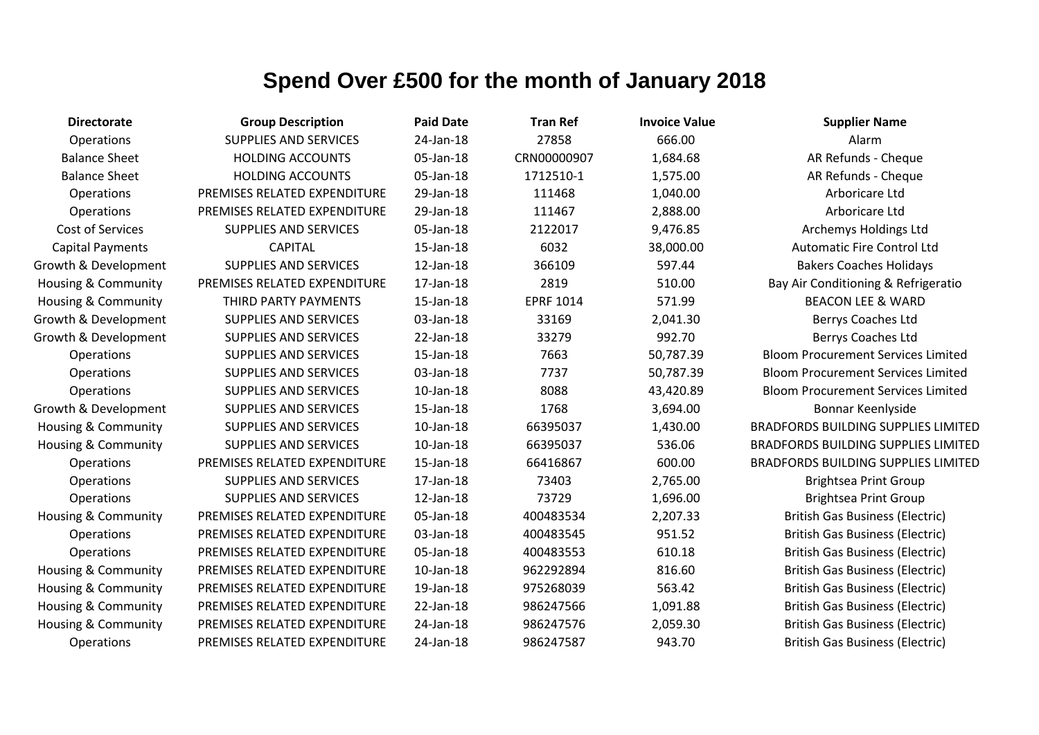# Spend Over £500 for the month of January 2018

| Directorate | Group Description | Paid Date | Tran Ref | Invoice Value | Supplier Name |
|---|---|---|---|---|---|
| Operations | SUPPLIES AND SERVICES | 24-Jan-18 | 27858 | 666.00 | Alarm |
| Balance Sheet | HOLDING ACCOUNTS | 05-Jan-18 | CRN00000907 | 1,684.68 | AR Refunds - Cheque |
| Balance Sheet | HOLDING ACCOUNTS | 05-Jan-18 | 1712510-1 | 1,575.00 | AR Refunds - Cheque |
| Operations | PREMISES RELATED EXPENDITURE | 29-Jan-18 | 111468 | 1,040.00 | Arboricare Ltd |
| Operations | PREMISES RELATED EXPENDITURE | 29-Jan-18 | 111467 | 2,888.00 | Arboricare Ltd |
| Cost of Services | SUPPLIES AND SERVICES | 05-Jan-18 | 2122017 | 9,476.85 | Archemys Holdings Ltd |
| Capital Payments | CAPITAL | 15-Jan-18 | 6032 | 38,000.00 | Automatic Fire Control Ltd |
| Growth & Development | SUPPLIES AND SERVICES | 12-Jan-18 | 366109 | 597.44 | Bakers Coaches Holidays |
| Housing & Community | PREMISES RELATED EXPENDITURE | 17-Jan-18 | 2819 | 510.00 | Bay Air Conditioning & Refrigeratio |
| Housing & Community | THIRD PARTY PAYMENTS | 15-Jan-18 | EPRF 1014 | 571.99 | BEACON LEE & WARD |
| Growth & Development | SUPPLIES AND SERVICES | 03-Jan-18 | 33169 | 2,041.30 | Berrys Coaches Ltd |
| Growth & Development | SUPPLIES AND SERVICES | 22-Jan-18 | 33279 | 992.70 | Berrys Coaches Ltd |
| Operations | SUPPLIES AND SERVICES | 15-Jan-18 | 7663 | 50,787.39 | Bloom Procurement Services Limited |
| Operations | SUPPLIES AND SERVICES | 03-Jan-18 | 7737 | 50,787.39 | Bloom Procurement Services Limited |
| Operations | SUPPLIES AND SERVICES | 10-Jan-18 | 8088 | 43,420.89 | Bloom Procurement Services Limited |
| Growth & Development | SUPPLIES AND SERVICES | 15-Jan-18 | 1768 | 3,694.00 | Bonnar Keenlyside |
| Housing & Community | SUPPLIES AND SERVICES | 10-Jan-18 | 66395037 | 1,430.00 | BRADFORDS BUILDING SUPPLIES LIMITED |
| Housing & Community | SUPPLIES AND SERVICES | 10-Jan-18 | 66395037 | 536.06 | BRADFORDS BUILDING SUPPLIES LIMITED |
| Operations | PREMISES RELATED EXPENDITURE | 15-Jan-18 | 66416867 | 600.00 | BRADFORDS BUILDING SUPPLIES LIMITED |
| Operations | SUPPLIES AND SERVICES | 17-Jan-18 | 73403 | 2,765.00 | Brightsea Print Group |
| Operations | SUPPLIES AND SERVICES | 12-Jan-18 | 73729 | 1,696.00 | Brightsea Print Group |
| Housing & Community | PREMISES RELATED EXPENDITURE | 05-Jan-18 | 400483534 | 2,207.33 | British Gas Business (Electric) |
| Operations | PREMISES RELATED EXPENDITURE | 03-Jan-18 | 400483545 | 951.52 | British Gas Business (Electric) |
| Operations | PREMISES RELATED EXPENDITURE | 05-Jan-18 | 400483553 | 610.18 | British Gas Business (Electric) |
| Housing & Community | PREMISES RELATED EXPENDITURE | 10-Jan-18 | 962292894 | 816.60 | British Gas Business (Electric) |
| Housing & Community | PREMISES RELATED EXPENDITURE | 19-Jan-18 | 975268039 | 563.42 | British Gas Business (Electric) |
| Housing & Community | PREMISES RELATED EXPENDITURE | 22-Jan-18 | 986247566 | 1,091.88 | British Gas Business (Electric) |
| Housing & Community | PREMISES RELATED EXPENDITURE | 24-Jan-18 | 986247576 | 2,059.30 | British Gas Business (Electric) |
| Operations | PREMISES RELATED EXPENDITURE | 24-Jan-18 | 986247587 | 943.70 | British Gas Business (Electric) |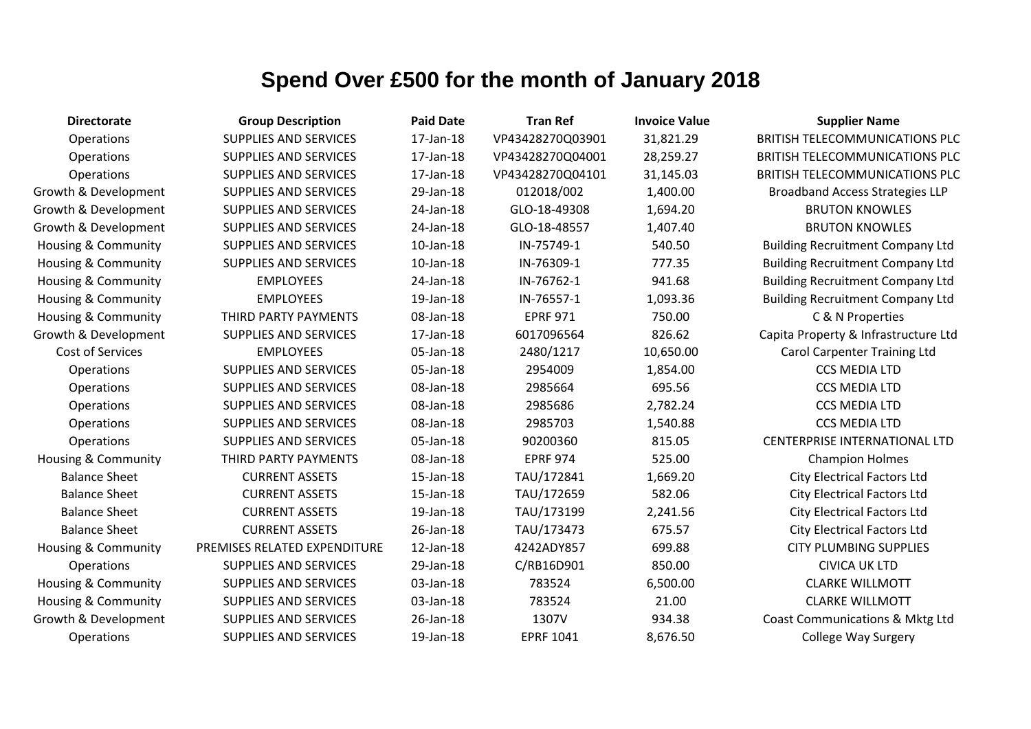# Spend Over £500 for the month of January 2018

| Directorate | Group Description | Paid Date | Tran Ref | Invoice Value | Supplier Name |
|---|---|---|---|---|---|
| Operations | SUPPLIES AND SERVICES | 17-Jan-18 | VP43428270Q03901 | 31,821.29 | BRITISH TELECOMMUNICATIONS PLC |
| Operations | SUPPLIES AND SERVICES | 17-Jan-18 | VP43428270Q04001 | 28,259.27 | BRITISH TELECOMMUNICATIONS PLC |
| Operations | SUPPLIES AND SERVICES | 17-Jan-18 | VP43428270Q04101 | 31,145.03 | BRITISH TELECOMMUNICATIONS PLC |
| Growth & Development | SUPPLIES AND SERVICES | 29-Jan-18 | 012018/002 | 1,400.00 | Broadband Access Strategies LLP |
| Growth & Development | SUPPLIES AND SERVICES | 24-Jan-18 | GLO-18-49308 | 1,694.20 | BRUTON KNOWLES |
| Growth & Development | SUPPLIES AND SERVICES | 24-Jan-18 | GLO-18-48557 | 1,407.40 | BRUTON KNOWLES |
| Housing & Community | SUPPLIES AND SERVICES | 10-Jan-18 | IN-75749-1 | 540.50 | Building Recruitment Company Ltd |
| Housing & Community | SUPPLIES AND SERVICES | 10-Jan-18 | IN-76309-1 | 777.35 | Building Recruitment Company Ltd |
| Housing & Community | EMPLOYEES | 24-Jan-18 | IN-76762-1 | 941.68 | Building Recruitment Company Ltd |
| Housing & Community | EMPLOYEES | 19-Jan-18 | IN-76557-1 | 1,093.36 | Building Recruitment Company Ltd |
| Housing & Community | THIRD PARTY PAYMENTS | 08-Jan-18 | EPRF 971 | 750.00 | C & N Properties |
| Growth & Development | SUPPLIES AND SERVICES | 17-Jan-18 | 6017096564 | 826.62 | Capita Property & Infrastructure Ltd |
| Cost of Services | EMPLOYEES | 05-Jan-18 | 2480/1217 | 10,650.00 | Carol Carpenter Training Ltd |
| Operations | SUPPLIES AND SERVICES | 05-Jan-18 | 2954009 | 1,854.00 | CCS MEDIA LTD |
| Operations | SUPPLIES AND SERVICES | 08-Jan-18 | 2985664 | 695.56 | CCS MEDIA LTD |
| Operations | SUPPLIES AND SERVICES | 08-Jan-18 | 2985686 | 2,782.24 | CCS MEDIA LTD |
| Operations | SUPPLIES AND SERVICES | 08-Jan-18 | 2985703 | 1,540.88 | CCS MEDIA LTD |
| Operations | SUPPLIES AND SERVICES | 05-Jan-18 | 90200360 | 815.05 | CENTERPRISE INTERNATIONAL LTD |
| Housing & Community | THIRD PARTY PAYMENTS | 08-Jan-18 | EPRF 974 | 525.00 | Champion Holmes |
| Balance Sheet | CURRENT ASSETS | 15-Jan-18 | TAU/172841 | 1,669.20 | City Electrical Factors Ltd |
| Balance Sheet | CURRENT ASSETS | 15-Jan-18 | TAU/172659 | 582.06 | City Electrical Factors Ltd |
| Balance Sheet | CURRENT ASSETS | 19-Jan-18 | TAU/173199 | 2,241.56 | City Electrical Factors Ltd |
| Balance Sheet | CURRENT ASSETS | 26-Jan-18 | TAU/173473 | 675.57 | City Electrical Factors Ltd |
| Housing & Community | PREMISES RELATED EXPENDITURE | 12-Jan-18 | 4242ADY857 | 699.88 | CITY PLUMBING SUPPLIES |
| Operations | SUPPLIES AND SERVICES | 29-Jan-18 | C/RB16D901 | 850.00 | CIVICA UK LTD |
| Housing & Community | SUPPLIES AND SERVICES | 03-Jan-18 | 783524 | 6,500.00 | CLARKE WILLMOTT |
| Housing & Community | SUPPLIES AND SERVICES | 03-Jan-18 | 783524 | 21.00 | CLARKE WILLMOTT |
| Growth & Development | SUPPLIES AND SERVICES | 26-Jan-18 | 1307V | 934.38 | Coast Communications & Mktg Ltd |
| Operations | SUPPLIES AND SERVICES | 19-Jan-18 | EPRF 1041 | 8,676.50 | College Way Surgery |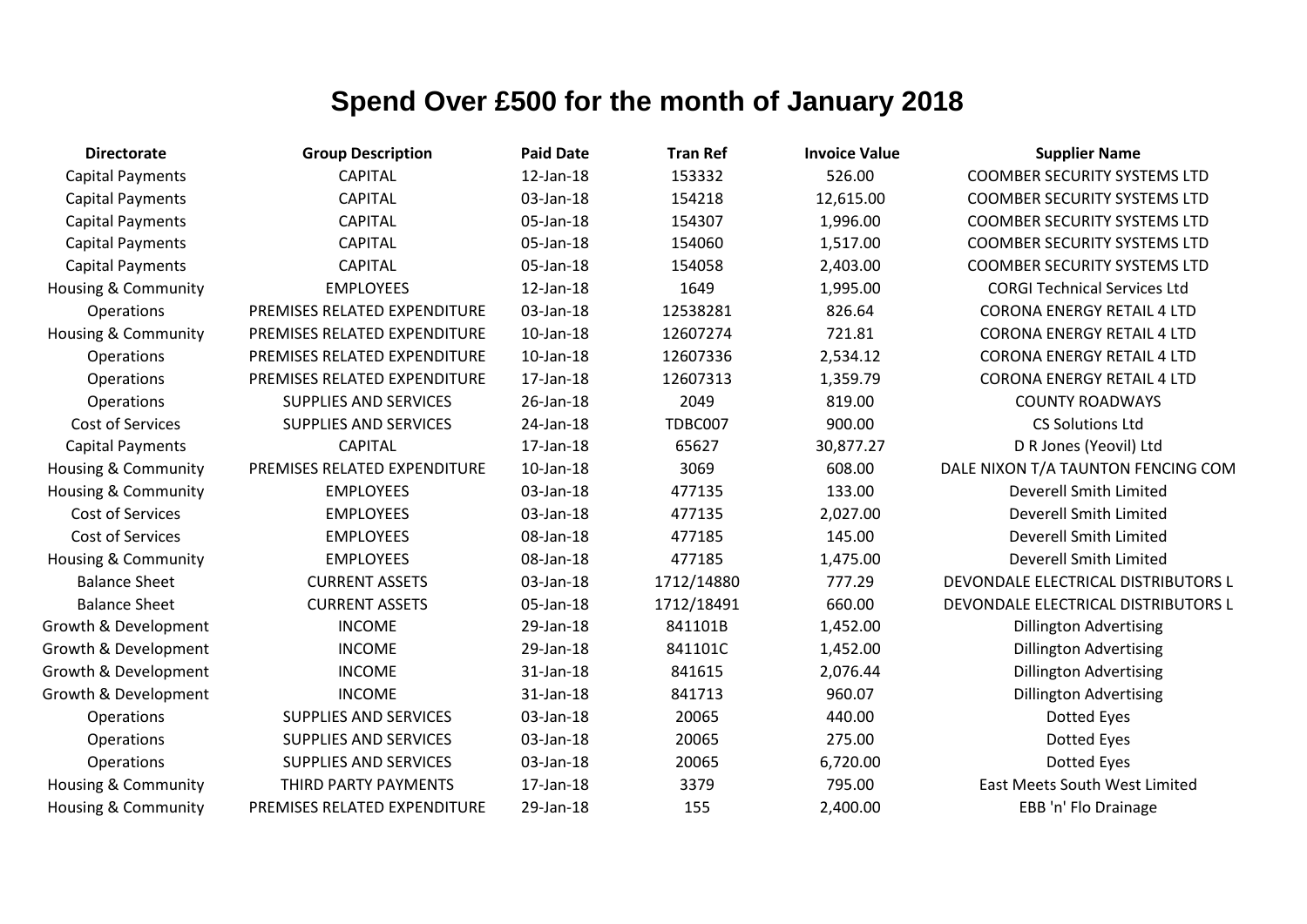# Spend Over £500 for the month of January 2018

| Directorate | Group Description | Paid Date | Tran Ref | Invoice Value | Supplier Name |
|---|---|---|---|---|---|
| Capital Payments | CAPITAL | 12-Jan-18 | 153332 | 526.00 | COOMBER SECURITY SYSTEMS LTD |
| Capital Payments | CAPITAL | 03-Jan-18 | 154218 | 12,615.00 | COOMBER SECURITY SYSTEMS LTD |
| Capital Payments | CAPITAL | 05-Jan-18 | 154307 | 1,996.00 | COOMBER SECURITY SYSTEMS LTD |
| Capital Payments | CAPITAL | 05-Jan-18 | 154060 | 1,517.00 | COOMBER SECURITY SYSTEMS LTD |
| Capital Payments | CAPITAL | 05-Jan-18 | 154058 | 2,403.00 | COOMBER SECURITY SYSTEMS LTD |
| Housing & Community | EMPLOYEES | 12-Jan-18 | 1649 | 1,995.00 | CORGI Technical Services Ltd |
| Operations | PREMISES RELATED EXPENDITURE | 03-Jan-18 | 12538281 | 826.64 | CORONA ENERGY RETAIL 4 LTD |
| Housing & Community | PREMISES RELATED EXPENDITURE | 10-Jan-18 | 12607274 | 721.81 | CORONA ENERGY RETAIL 4 LTD |
| Operations | PREMISES RELATED EXPENDITURE | 10-Jan-18 | 12607336 | 2,534.12 | CORONA ENERGY RETAIL 4 LTD |
| Operations | PREMISES RELATED EXPENDITURE | 17-Jan-18 | 12607313 | 1,359.79 | CORONA ENERGY RETAIL 4 LTD |
| Operations | SUPPLIES AND SERVICES | 26-Jan-18 | 2049 | 819.00 | COUNTY ROADWAYS |
| Cost of Services | SUPPLIES AND SERVICES | 24-Jan-18 | TDBC007 | 900.00 | CS Solutions Ltd |
| Capital Payments | CAPITAL | 17-Jan-18 | 65627 | 30,877.27 | D R Jones (Yeovil) Ltd |
| Housing & Community | PREMISES RELATED EXPENDITURE | 10-Jan-18 | 3069 | 608.00 | DALE NIXON T/A TAUNTON FENCING COM |
| Housing & Community | EMPLOYEES | 03-Jan-18 | 477135 | 133.00 | Deverell Smith Limited |
| Cost of Services | EMPLOYEES | 03-Jan-18 | 477135 | 2,027.00 | Deverell Smith Limited |
| Cost of Services | EMPLOYEES | 08-Jan-18 | 477185 | 145.00 | Deverell Smith Limited |
| Housing & Community | EMPLOYEES | 08-Jan-18 | 477185 | 1,475.00 | Deverell Smith Limited |
| Balance Sheet | CURRENT ASSETS | 03-Jan-18 | 1712/14880 | 777.29 | DEVONDALE ELECTRICAL DISTRIBUTORS L |
| Balance Sheet | CURRENT ASSETS | 05-Jan-18 | 1712/18491 | 660.00 | DEVONDALE ELECTRICAL DISTRIBUTORS L |
| Growth & Development | INCOME | 29-Jan-18 | 841101B | 1,452.00 | Dillington Advertising |
| Growth & Development | INCOME | 29-Jan-18 | 841101C | 1,452.00 | Dillington Advertising |
| Growth & Development | INCOME | 31-Jan-18 | 841615 | 2,076.44 | Dillington Advertising |
| Growth & Development | INCOME | 31-Jan-18 | 841713 | 960.07 | Dillington Advertising |
| Operations | SUPPLIES AND SERVICES | 03-Jan-18 | 20065 | 440.00 | Dotted Eyes |
| Operations | SUPPLIES AND SERVICES | 03-Jan-18 | 20065 | 275.00 | Dotted Eyes |
| Operations | SUPPLIES AND SERVICES | 03-Jan-18 | 20065 | 6,720.00 | Dotted Eyes |
| Housing & Community | THIRD PARTY PAYMENTS | 17-Jan-18 | 3379 | 795.00 | East Meets South West Limited |
| Housing & Community | PREMISES RELATED EXPENDITURE | 29-Jan-18 | 155 | 2,400.00 | EBB 'n' Flo Drainage |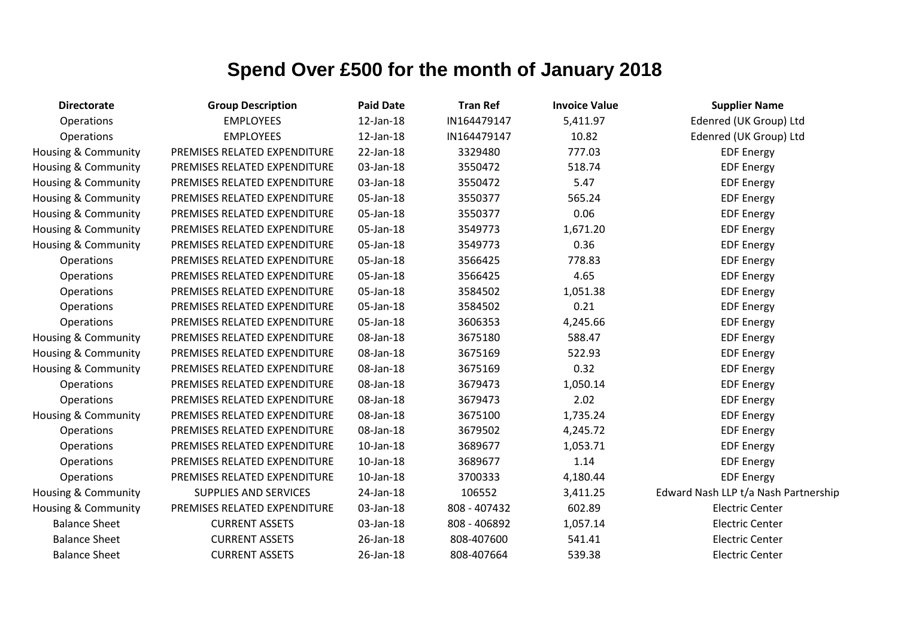# Spend Over £500 for the month of January 2018

| Directorate | Group Description | Paid Date | Tran Ref | Invoice Value | Supplier Name |
|---|---|---|---|---|---|
| Operations | EMPLOYEES | 12-Jan-18 | IN164479147 | 5,411.97 | Edenred (UK Group) Ltd |
| Operations | EMPLOYEES | 12-Jan-18 | IN164479147 | 10.82 | Edenred (UK Group) Ltd |
| Housing & Community | PREMISES RELATED EXPENDITURE | 22-Jan-18 | 3329480 | 777.03 | EDF Energy |
| Housing & Community | PREMISES RELATED EXPENDITURE | 03-Jan-18 | 3550472 | 518.74 | EDF Energy |
| Housing & Community | PREMISES RELATED EXPENDITURE | 03-Jan-18 | 3550472 | 5.47 | EDF Energy |
| Housing & Community | PREMISES RELATED EXPENDITURE | 05-Jan-18 | 3550377 | 565.24 | EDF Energy |
| Housing & Community | PREMISES RELATED EXPENDITURE | 05-Jan-18 | 3550377 | 0.06 | EDF Energy |
| Housing & Community | PREMISES RELATED EXPENDITURE | 05-Jan-18 | 3549773 | 1,671.20 | EDF Energy |
| Housing & Community | PREMISES RELATED EXPENDITURE | 05-Jan-18 | 3549773 | 0.36 | EDF Energy |
| Operations | PREMISES RELATED EXPENDITURE | 05-Jan-18 | 3566425 | 778.83 | EDF Energy |
| Operations | PREMISES RELATED EXPENDITURE | 05-Jan-18 | 3566425 | 4.65 | EDF Energy |
| Operations | PREMISES RELATED EXPENDITURE | 05-Jan-18 | 3584502 | 1,051.38 | EDF Energy |
| Operations | PREMISES RELATED EXPENDITURE | 05-Jan-18 | 3584502 | 0.21 | EDF Energy |
| Operations | PREMISES RELATED EXPENDITURE | 05-Jan-18 | 3606353 | 4,245.66 | EDF Energy |
| Housing & Community | PREMISES RELATED EXPENDITURE | 08-Jan-18 | 3675180 | 588.47 | EDF Energy |
| Housing & Community | PREMISES RELATED EXPENDITURE | 08-Jan-18 | 3675169 | 522.93 | EDF Energy |
| Housing & Community | PREMISES RELATED EXPENDITURE | 08-Jan-18 | 3675169 | 0.32 | EDF Energy |
| Operations | PREMISES RELATED EXPENDITURE | 08-Jan-18 | 3679473 | 1,050.14 | EDF Energy |
| Operations | PREMISES RELATED EXPENDITURE | 08-Jan-18 | 3679473 | 2.02 | EDF Energy |
| Housing & Community | PREMISES RELATED EXPENDITURE | 08-Jan-18 | 3675100 | 1,735.24 | EDF Energy |
| Operations | PREMISES RELATED EXPENDITURE | 08-Jan-18 | 3679502 | 4,245.72 | EDF Energy |
| Operations | PREMISES RELATED EXPENDITURE | 10-Jan-18 | 3689677 | 1,053.71 | EDF Energy |
| Operations | PREMISES RELATED EXPENDITURE | 10-Jan-18 | 3689677 | 1.14 | EDF Energy |
| Operations | PREMISES RELATED EXPENDITURE | 10-Jan-18 | 3700333 | 4,180.44 | EDF Energy |
| Housing & Community | SUPPLIES AND SERVICES | 24-Jan-18 | 106552 | 3,411.25 | Edward Nash LLP t/a Nash Partnership |
| Housing & Community | PREMISES RELATED EXPENDITURE | 03-Jan-18 | 808 - 407432 | 602.89 | Electric Center |
| Balance Sheet | CURRENT ASSETS | 03-Jan-18 | 808 - 406892 | 1,057.14 | Electric Center |
| Balance Sheet | CURRENT ASSETS | 26-Jan-18 | 808-407600 | 541.41 | Electric Center |
| Balance Sheet | CURRENT ASSETS | 26-Jan-18 | 808-407664 | 539.38 | Electric Center |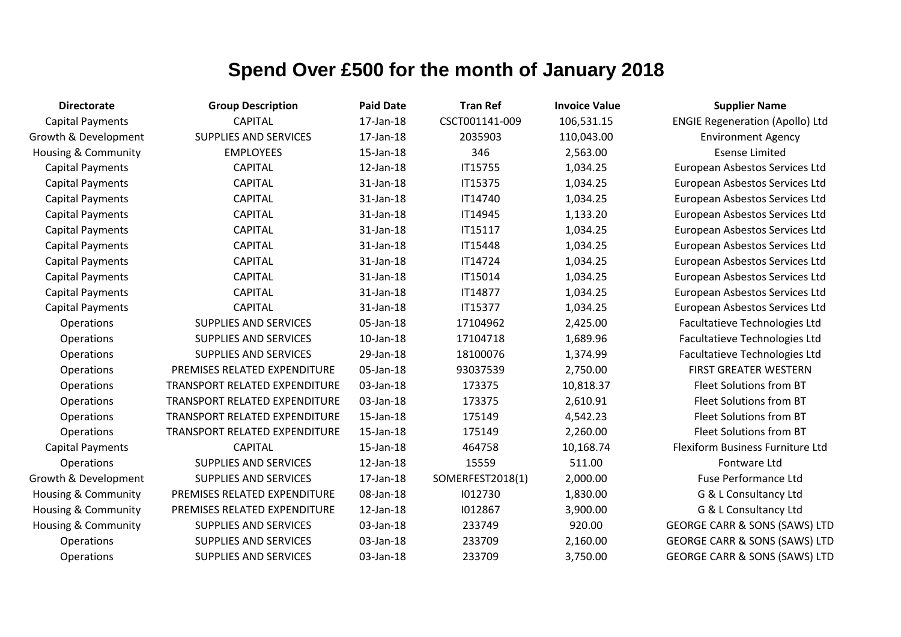# Spend Over £500 for the month of January 2018

| Directorate | Group Description | Paid Date | Tran Ref | Invoice Value | Supplier Name |
|---|---|---|---|---|---|
| Capital Payments | CAPITAL | 17-Jan-18 | CSCT001141-009 | 106,531.15 | ENGIE Regeneration (Apollo) Ltd |
| Growth & Development | SUPPLIES AND SERVICES | 17-Jan-18 | 2035903 | 110,043.00 | Environment Agency |
| Housing & Community | EMPLOYEES | 15-Jan-18 | 346 | 2,563.00 | Esense Limited |
| Capital Payments | CAPITAL | 12-Jan-18 | IT15755 | 1,034.25 | European Asbestos Services Ltd |
| Capital Payments | CAPITAL | 31-Jan-18 | IT15375 | 1,034.25 | European Asbestos Services Ltd |
| Capital Payments | CAPITAL | 31-Jan-18 | IT14740 | 1,034.25 | European Asbestos Services Ltd |
| Capital Payments | CAPITAL | 31-Jan-18 | IT14945 | 1,133.20 | European Asbestos Services Ltd |
| Capital Payments | CAPITAL | 31-Jan-18 | IT15117 | 1,034.25 | European Asbestos Services Ltd |
| Capital Payments | CAPITAL | 31-Jan-18 | IT15448 | 1,034.25 | European Asbestos Services Ltd |
| Capital Payments | CAPITAL | 31-Jan-18 | IT14724 | 1,034.25 | European Asbestos Services Ltd |
| Capital Payments | CAPITAL | 31-Jan-18 | IT15014 | 1,034.25 | European Asbestos Services Ltd |
| Capital Payments | CAPITAL | 31-Jan-18 | IT14877 | 1,034.25 | European Asbestos Services Ltd |
| Capital Payments | CAPITAL | 31-Jan-18 | IT15377 | 1,034.25 | European Asbestos Services Ltd |
| Operations | SUPPLIES AND SERVICES | 05-Jan-18 | 17104962 | 2,425.00 | Facultatieve Technologies Ltd |
| Operations | SUPPLIES AND SERVICES | 10-Jan-18 | 17104718 | 1,689.96 | Facultatieve Technologies Ltd |
| Operations | SUPPLIES AND SERVICES | 29-Jan-18 | 18100076 | 1,374.99 | Facultatieve Technologies Ltd |
| Operations | PREMISES RELATED EXPENDITURE | 05-Jan-18 | 93037539 | 2,750.00 | FIRST GREATER WESTERN |
| Operations | TRANSPORT RELATED EXPENDITURE | 03-Jan-18 | 173375 | 10,818.37 | Fleet Solutions from BT |
| Operations | TRANSPORT RELATED EXPENDITURE | 03-Jan-18 | 173375 | 2,610.91 | Fleet Solutions from BT |
| Operations | TRANSPORT RELATED EXPENDITURE | 15-Jan-18 | 175149 | 4,542.23 | Fleet Solutions from BT |
| Operations | TRANSPORT RELATED EXPENDITURE | 15-Jan-18 | 175149 | 2,260.00 | Fleet Solutions from BT |
| Capital Payments | CAPITAL | 15-Jan-18 | 464758 | 10,168.74 | Flexiform Business Furniture Ltd |
| Operations | SUPPLIES AND SERVICES | 12-Jan-18 | 15559 | 511.00 | Fontware Ltd |
| Growth & Development | SUPPLIES AND SERVICES | 17-Jan-18 | SOMERFEST2018(1) | 2,000.00 | Fuse Performance Ltd |
| Housing & Community | PREMISES RELATED EXPENDITURE | 08-Jan-18 | I012730 | 1,830.00 | G & L Consultancy Ltd |
| Housing & Community | PREMISES RELATED EXPENDITURE | 12-Jan-18 | I012867 | 3,900.00 | G & L Consultancy Ltd |
| Housing & Community | SUPPLIES AND SERVICES | 03-Jan-18 | 233749 | 920.00 | GEORGE CARR & SONS (SAWS) LTD |
| Operations | SUPPLIES AND SERVICES | 03-Jan-18 | 233709 | 2,160.00 | GEORGE CARR & SONS (SAWS) LTD |
| Operations | SUPPLIES AND SERVICES | 03-Jan-18 | 233709 | 3,750.00 | GEORGE CARR & SONS (SAWS) LTD |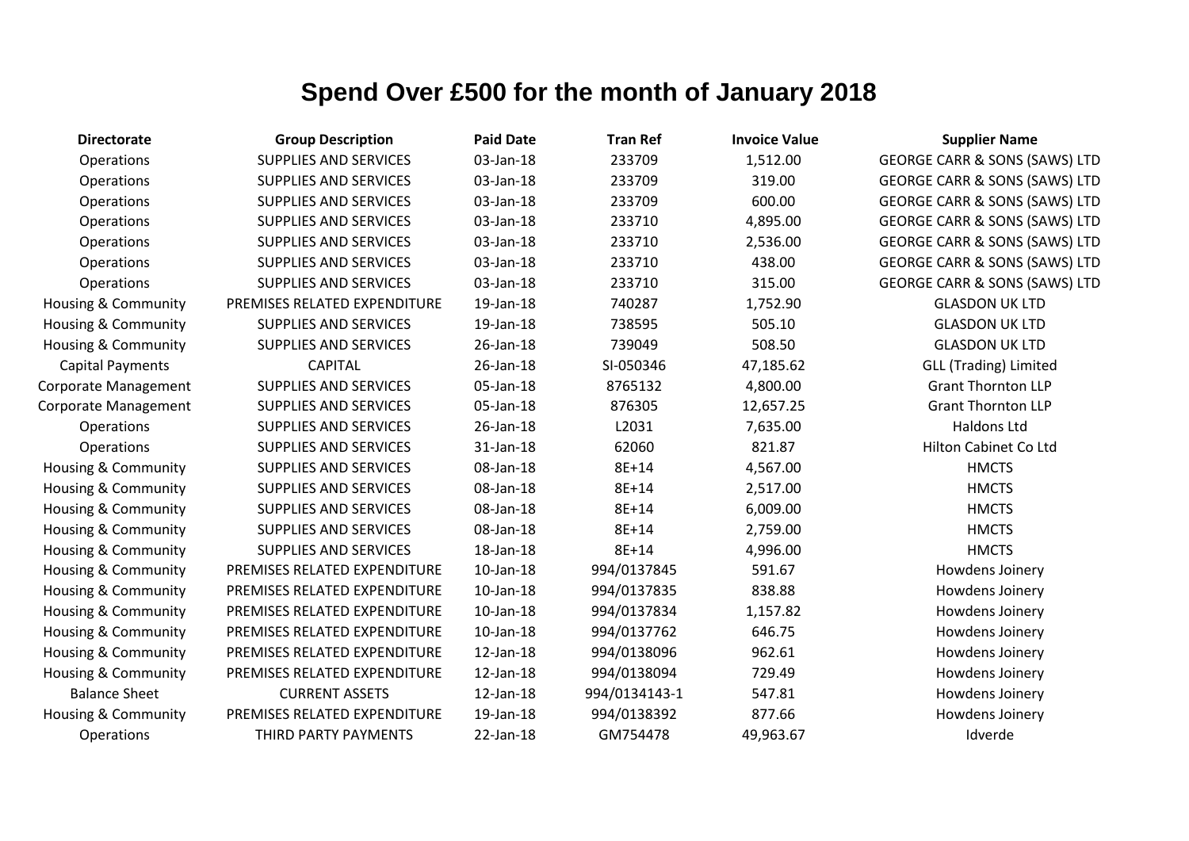# Spend Over £500 for the month of January 2018

| Directorate | Group Description | Paid Date | Tran Ref | Invoice Value | Supplier Name |
|---|---|---|---|---|---|
| Operations | SUPPLIES AND SERVICES | 03-Jan-18 | 233709 | 1,512.00 | GEORGE CARR & SONS (SAWS) LTD |
| Operations | SUPPLIES AND SERVICES | 03-Jan-18 | 233709 | 319.00 | GEORGE CARR & SONS (SAWS) LTD |
| Operations | SUPPLIES AND SERVICES | 03-Jan-18 | 233709 | 600.00 | GEORGE CARR & SONS (SAWS) LTD |
| Operations | SUPPLIES AND SERVICES | 03-Jan-18 | 233710 | 4,895.00 | GEORGE CARR & SONS (SAWS) LTD |
| Operations | SUPPLIES AND SERVICES | 03-Jan-18 | 233710 | 2,536.00 | GEORGE CARR & SONS (SAWS) LTD |
| Operations | SUPPLIES AND SERVICES | 03-Jan-18 | 233710 | 438.00 | GEORGE CARR & SONS (SAWS) LTD |
| Operations | SUPPLIES AND SERVICES | 03-Jan-18 | 233710 | 315.00 | GEORGE CARR & SONS (SAWS) LTD |
| Housing & Community | PREMISES RELATED EXPENDITURE | 19-Jan-18 | 740287 | 1,752.90 | GLASDON UK LTD |
| Housing & Community | SUPPLIES AND SERVICES | 19-Jan-18 | 738595 | 505.10 | GLASDON UK LTD |
| Housing & Community | SUPPLIES AND SERVICES | 26-Jan-18 | 739049 | 508.50 | GLASDON UK LTD |
| Capital Payments | CAPITAL | 26-Jan-18 | SI-050346 | 47,185.62 | GLL (Trading) Limited |
| Corporate Management | SUPPLIES AND SERVICES | 05-Jan-18 | 8765132 | 4,800.00 | Grant Thornton LLP |
| Corporate Management | SUPPLIES AND SERVICES | 05-Jan-18 | 876305 | 12,657.25 | Grant Thornton LLP |
| Operations | SUPPLIES AND SERVICES | 26-Jan-18 | L2031 | 7,635.00 | Haldons Ltd |
| Operations | SUPPLIES AND SERVICES | 31-Jan-18 | 62060 | 821.87 | Hilton Cabinet Co Ltd |
| Housing & Community | SUPPLIES AND SERVICES | 08-Jan-18 | 8E+14 | 4,567.00 | HMCTS |
| Housing & Community | SUPPLIES AND SERVICES | 08-Jan-18 | 8E+14 | 2,517.00 | HMCTS |
| Housing & Community | SUPPLIES AND SERVICES | 08-Jan-18 | 8E+14 | 6,009.00 | HMCTS |
| Housing & Community | SUPPLIES AND SERVICES | 08-Jan-18 | 8E+14 | 2,759.00 | HMCTS |
| Housing & Community | SUPPLIES AND SERVICES | 18-Jan-18 | 8E+14 | 4,996.00 | HMCTS |
| Housing & Community | PREMISES RELATED EXPENDITURE | 10-Jan-18 | 994/0137845 | 591.67 | Howdens Joinery |
| Housing & Community | PREMISES RELATED EXPENDITURE | 10-Jan-18 | 994/0137835 | 838.88 | Howdens Joinery |
| Housing & Community | PREMISES RELATED EXPENDITURE | 10-Jan-18 | 994/0137834 | 1,157.82 | Howdens Joinery |
| Housing & Community | PREMISES RELATED EXPENDITURE | 10-Jan-18 | 994/0137762 | 646.75 | Howdens Joinery |
| Housing & Community | PREMISES RELATED EXPENDITURE | 12-Jan-18 | 994/0138096 | 962.61 | Howdens Joinery |
| Housing & Community | PREMISES RELATED EXPENDITURE | 12-Jan-18 | 994/0138094 | 729.49 | Howdens Joinery |
| Balance Sheet | CURRENT ASSETS | 12-Jan-18 | 994/0134143-1 | 547.81 | Howdens Joinery |
| Housing & Community | PREMISES RELATED EXPENDITURE | 19-Jan-18 | 994/0138392 | 877.66 | Howdens Joinery |
| Operations | THIRD PARTY PAYMENTS | 22-Jan-18 | GM754478 | 49,963.67 | Idverde |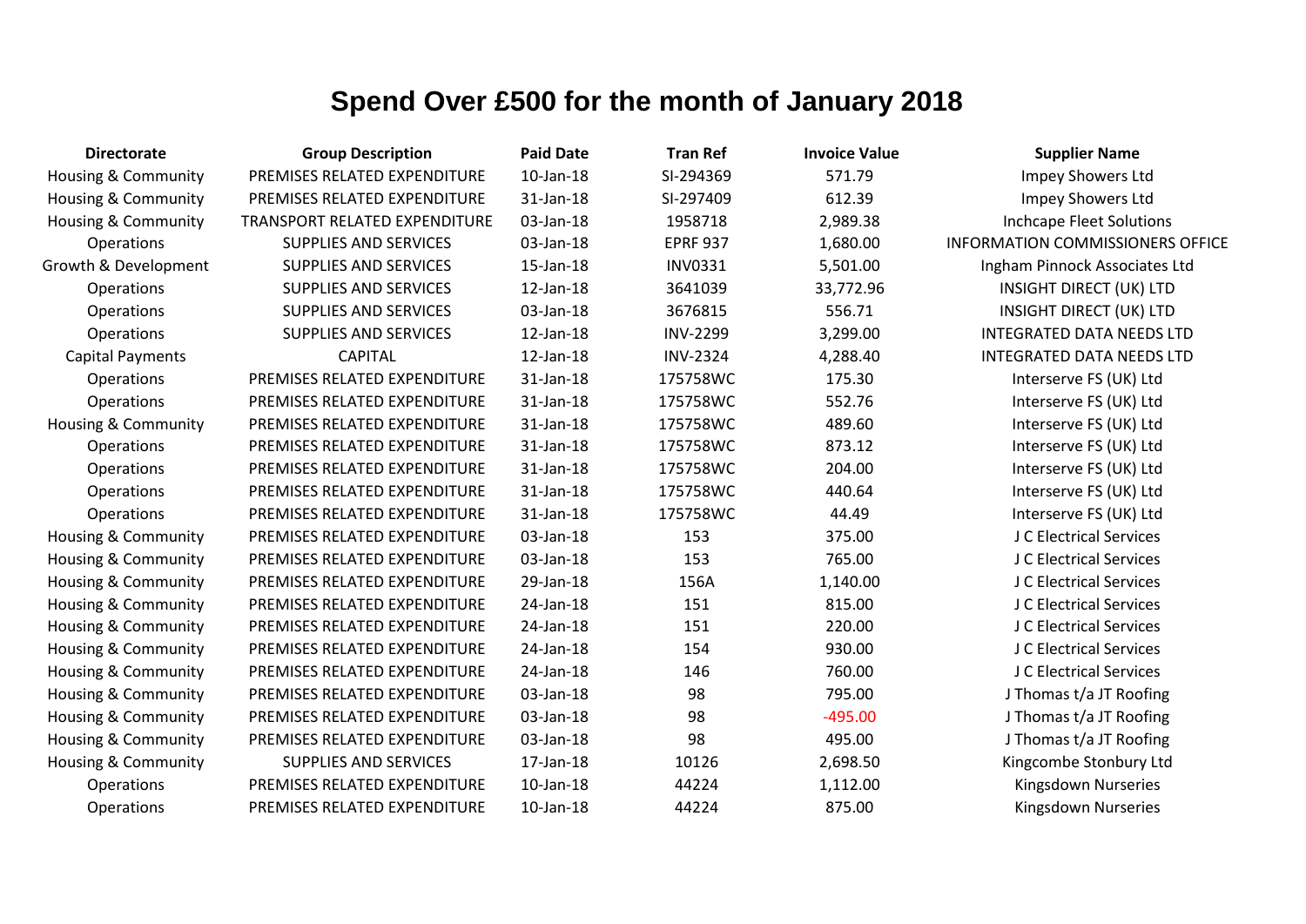# Spend Over £500 for the month of January 2018

| Directorate | Group Description | Paid Date | Tran Ref | Invoice Value | Supplier Name |
|---|---|---|---|---|---|
| Housing & Community | PREMISES RELATED EXPENDITURE | 10-Jan-18 | SI-294369 | 571.79 | Impey Showers Ltd |
| Housing & Community | PREMISES RELATED EXPENDITURE | 31-Jan-18 | SI-297409 | 612.39 | Impey Showers Ltd |
| Housing & Community | TRANSPORT RELATED EXPENDITURE | 03-Jan-18 | 1958718 | 2,989.38 | Inchcape Fleet Solutions |
| Operations | SUPPLIES AND SERVICES | 03-Jan-18 | EPRF 937 | 1,680.00 | INFORMATION COMMISSIONERS OFFICE |
| Growth & Development | SUPPLIES AND SERVICES | 15-Jan-18 | INV0331 | 5,501.00 | Ingham Pinnock Associates Ltd |
| Operations | SUPPLIES AND SERVICES | 12-Jan-18 | 3641039 | 33,772.96 | INSIGHT DIRECT (UK) LTD |
| Operations | SUPPLIES AND SERVICES | 03-Jan-18 | 3676815 | 556.71 | INSIGHT DIRECT (UK) LTD |
| Operations | SUPPLIES AND SERVICES | 12-Jan-18 | INV-2299 | 3,299.00 | INTEGRATED DATA NEEDS LTD |
| Capital Payments | CAPITAL | 12-Jan-18 | INV-2324 | 4,288.40 | INTEGRATED DATA NEEDS LTD |
| Operations | PREMISES RELATED EXPENDITURE | 31-Jan-18 | 175758WC | 175.30 | Interserve FS (UK) Ltd |
| Operations | PREMISES RELATED EXPENDITURE | 31-Jan-18 | 175758WC | 552.76 | Interserve FS (UK) Ltd |
| Housing & Community | PREMISES RELATED EXPENDITURE | 31-Jan-18 | 175758WC | 489.60 | Interserve FS (UK) Ltd |
| Operations | PREMISES RELATED EXPENDITURE | 31-Jan-18 | 175758WC | 873.12 | Interserve FS (UK) Ltd |
| Operations | PREMISES RELATED EXPENDITURE | 31-Jan-18 | 175758WC | 204.00 | Interserve FS (UK) Ltd |
| Operations | PREMISES RELATED EXPENDITURE | 31-Jan-18 | 175758WC | 440.64 | Interserve FS (UK) Ltd |
| Operations | PREMISES RELATED EXPENDITURE | 31-Jan-18 | 175758WC | 44.49 | Interserve FS (UK) Ltd |
| Housing & Community | PREMISES RELATED EXPENDITURE | 03-Jan-18 | 153 | 375.00 | J C Electrical Services |
| Housing & Community | PREMISES RELATED EXPENDITURE | 03-Jan-18 | 153 | 765.00 | J C Electrical Services |
| Housing & Community | PREMISES RELATED EXPENDITURE | 29-Jan-18 | 156A | 1,140.00 | J C Electrical Services |
| Housing & Community | PREMISES RELATED EXPENDITURE | 24-Jan-18 | 151 | 815.00 | J C Electrical Services |
| Housing & Community | PREMISES RELATED EXPENDITURE | 24-Jan-18 | 151 | 220.00 | J C Electrical Services |
| Housing & Community | PREMISES RELATED EXPENDITURE | 24-Jan-18 | 154 | 930.00 | J C Electrical Services |
| Housing & Community | PREMISES RELATED EXPENDITURE | 24-Jan-18 | 146 | 760.00 | J C Electrical Services |
| Housing & Community | PREMISES RELATED EXPENDITURE | 03-Jan-18 | 98 | 795.00 | J Thomas t/a JT Roofing |
| Housing & Community | PREMISES RELATED EXPENDITURE | 03-Jan-18 | 98 | -495.00 | J Thomas t/a JT Roofing |
| Housing & Community | PREMISES RELATED EXPENDITURE | 03-Jan-18 | 98 | 495.00 | J Thomas t/a JT Roofing |
| Housing & Community | SUPPLIES AND SERVICES | 17-Jan-18 | 10126 | 2,698.50 | Kingcombe Stonbury Ltd |
| Operations | PREMISES RELATED EXPENDITURE | 10-Jan-18 | 44224 | 1,112.00 | Kingsdown Nurseries |
| Operations | PREMISES RELATED EXPENDITURE | 10-Jan-18 | 44224 | 875.00 | Kingsdown Nurseries |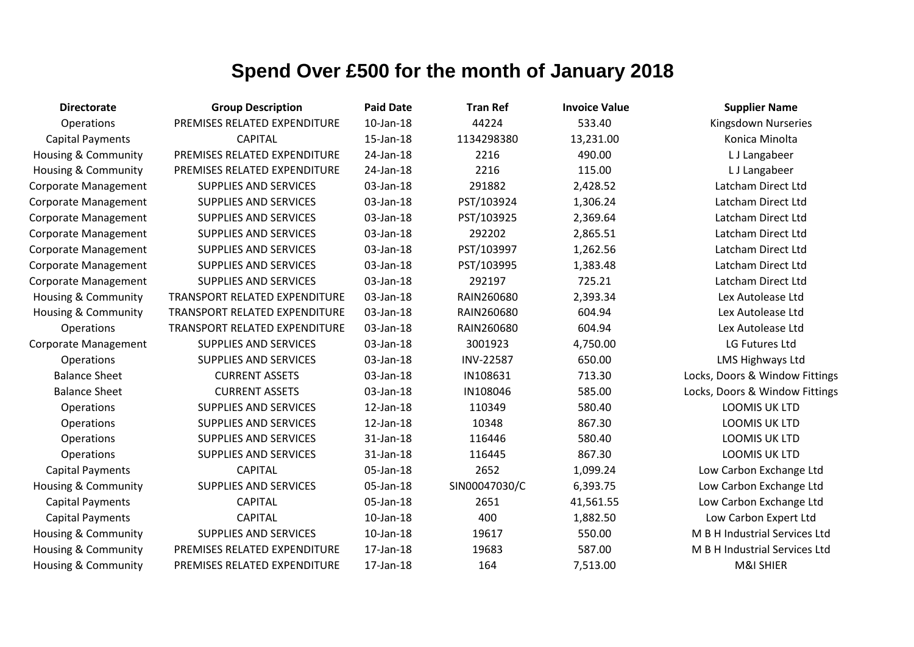# Spend Over £500 for the month of January 2018

| Directorate | Group Description | Paid Date | Tran Ref | Invoice Value | Supplier Name |
|---|---|---|---|---|---|
| Operations | PREMISES RELATED EXPENDITURE | 10-Jan-18 | 44224 | 533.40 | Kingsdown Nurseries |
| Capital Payments | CAPITAL | 15-Jan-18 | 1134298380 | 13,231.00 | Konica Minolta |
| Housing & Community | PREMISES RELATED EXPENDITURE | 24-Jan-18 | 2216 | 490.00 | L J Langabeer |
| Housing & Community | PREMISES RELATED EXPENDITURE | 24-Jan-18 | 2216 | 115.00 | L J Langabeer |
| Corporate Management | SUPPLIES AND SERVICES | 03-Jan-18 | 291882 | 2,428.52 | Latcham Direct Ltd |
| Corporate Management | SUPPLIES AND SERVICES | 03-Jan-18 | PST/103924 | 1,306.24 | Latcham Direct Ltd |
| Corporate Management | SUPPLIES AND SERVICES | 03-Jan-18 | PST/103925 | 2,369.64 | Latcham Direct Ltd |
| Corporate Management | SUPPLIES AND SERVICES | 03-Jan-18 | 292202 | 2,865.51 | Latcham Direct Ltd |
| Corporate Management | SUPPLIES AND SERVICES | 03-Jan-18 | PST/103997 | 1,262.56 | Latcham Direct Ltd |
| Corporate Management | SUPPLIES AND SERVICES | 03-Jan-18 | PST/103995 | 1,383.48 | Latcham Direct Ltd |
| Corporate Management | SUPPLIES AND SERVICES | 03-Jan-18 | 292197 | 725.21 | Latcham Direct Ltd |
| Housing & Community | TRANSPORT RELATED EXPENDITURE | 03-Jan-18 | RAIN260680 | 2,393.34 | Lex Autolease Ltd |
| Housing & Community | TRANSPORT RELATED EXPENDITURE | 03-Jan-18 | RAIN260680 | 604.94 | Lex Autolease Ltd |
| Operations | TRANSPORT RELATED EXPENDITURE | 03-Jan-18 | RAIN260680 | 604.94 | Lex Autolease Ltd |
| Corporate Management | SUPPLIES AND SERVICES | 03-Jan-18 | 3001923 | 4,750.00 | LG Futures Ltd |
| Operations | SUPPLIES AND SERVICES | 03-Jan-18 | INV-22587 | 650.00 | LMS Highways Ltd |
| Balance Sheet | CURRENT ASSETS | 03-Jan-18 | IN108631 | 713.30 | Locks, Doors & Window Fittings |
| Balance Sheet | CURRENT ASSETS | 03-Jan-18 | IN108046 | 585.00 | Locks, Doors & Window Fittings |
| Operations | SUPPLIES AND SERVICES | 12-Jan-18 | 110349 | 580.40 | LOOMIS UK LTD |
| Operations | SUPPLIES AND SERVICES | 12-Jan-18 | 10348 | 867.30 | LOOMIS UK LTD |
| Operations | SUPPLIES AND SERVICES | 31-Jan-18 | 116446 | 580.40 | LOOMIS UK LTD |
| Operations | SUPPLIES AND SERVICES | 31-Jan-18 | 116445 | 867.30 | LOOMIS UK LTD |
| Capital Payments | CAPITAL | 05-Jan-18 | 2652 | 1,099.24 | Low Carbon Exchange Ltd |
| Housing & Community | SUPPLIES AND SERVICES | 05-Jan-18 | SIN00047030/C | 6,393.75 | Low Carbon Exchange Ltd |
| Capital Payments | CAPITAL | 05-Jan-18 | 2651 | 41,561.55 | Low Carbon Exchange Ltd |
| Capital Payments | CAPITAL | 10-Jan-18 | 400 | 1,882.50 | Low Carbon Expert Ltd |
| Housing & Community | SUPPLIES AND SERVICES | 10-Jan-18 | 19617 | 550.00 | M B H Industrial Services Ltd |
| Housing & Community | PREMISES RELATED EXPENDITURE | 17-Jan-18 | 19683 | 587.00 | M B H Industrial Services Ltd |
| Housing & Community | PREMISES RELATED EXPENDITURE | 17-Jan-18 | 164 | 7,513.00 | M&I SHIER |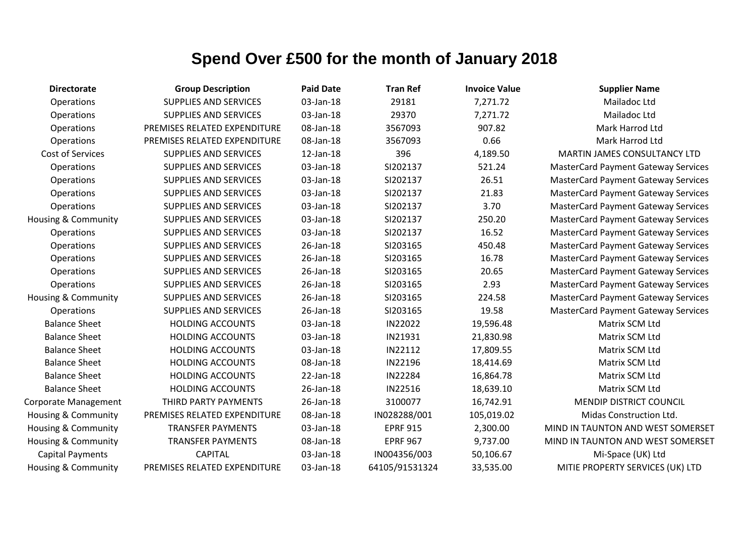# Spend Over £500 for the month of January 2018

| Directorate | Group Description | Paid Date | Tran Ref | Invoice Value | Supplier Name |
|---|---|---|---|---|---|
| Operations | SUPPLIES AND SERVICES | 03-Jan-18 | 29181 | 7,271.72 | Mailadoc Ltd |
| Operations | SUPPLIES AND SERVICES | 03-Jan-18 | 29370 | 7,271.72 | Mailadoc Ltd |
| Operations | PREMISES RELATED EXPENDITURE | 08-Jan-18 | 3567093 | 907.82 | Mark Harrod Ltd |
| Operations | PREMISES RELATED EXPENDITURE | 08-Jan-18 | 3567093 | 0.66 | Mark Harrod Ltd |
| Cost of Services | SUPPLIES AND SERVICES | 12-Jan-18 | 396 | 4,189.50 | MARTIN JAMES CONSULTANCY LTD |
| Operations | SUPPLIES AND SERVICES | 03-Jan-18 | SI202137 | 521.24 | MasterCard Payment Gateway Services |
| Operations | SUPPLIES AND SERVICES | 03-Jan-18 | SI202137 | 26.51 | MasterCard Payment Gateway Services |
| Operations | SUPPLIES AND SERVICES | 03-Jan-18 | SI202137 | 21.83 | MasterCard Payment Gateway Services |
| Operations | SUPPLIES AND SERVICES | 03-Jan-18 | SI202137 | 3.70 | MasterCard Payment Gateway Services |
| Housing & Community | SUPPLIES AND SERVICES | 03-Jan-18 | SI202137 | 250.20 | MasterCard Payment Gateway Services |
| Operations | SUPPLIES AND SERVICES | 03-Jan-18 | SI202137 | 16.52 | MasterCard Payment Gateway Services |
| Operations | SUPPLIES AND SERVICES | 26-Jan-18 | SI203165 | 450.48 | MasterCard Payment Gateway Services |
| Operations | SUPPLIES AND SERVICES | 26-Jan-18 | SI203165 | 16.78 | MasterCard Payment Gateway Services |
| Operations | SUPPLIES AND SERVICES | 26-Jan-18 | SI203165 | 20.65 | MasterCard Payment Gateway Services |
| Operations | SUPPLIES AND SERVICES | 26-Jan-18 | SI203165 | 2.93 | MasterCard Payment Gateway Services |
| Housing & Community | SUPPLIES AND SERVICES | 26-Jan-18 | SI203165 | 224.58 | MasterCard Payment Gateway Services |
| Operations | SUPPLIES AND SERVICES | 26-Jan-18 | SI203165 | 19.58 | MasterCard Payment Gateway Services |
| Balance Sheet | HOLDING ACCOUNTS | 03-Jan-18 | IN22022 | 19,596.48 | Matrix SCM Ltd |
| Balance Sheet | HOLDING ACCOUNTS | 03-Jan-18 | IN21931 | 21,830.98 | Matrix SCM Ltd |
| Balance Sheet | HOLDING ACCOUNTS | 03-Jan-18 | IN22112 | 17,809.55 | Matrix SCM Ltd |
| Balance Sheet | HOLDING ACCOUNTS | 08-Jan-18 | IN22196 | 18,414.69 | Matrix SCM Ltd |
| Balance Sheet | HOLDING ACCOUNTS | 22-Jan-18 | IN22284 | 16,864.78 | Matrix SCM Ltd |
| Balance Sheet | HOLDING ACCOUNTS | 26-Jan-18 | IN22516 | 18,639.10 | Matrix SCM Ltd |
| Corporate Management | THIRD PARTY PAYMENTS | 26-Jan-18 | 3100077 | 16,742.91 | MENDIP DISTRICT COUNCIL |
| Housing & Community | PREMISES RELATED EXPENDITURE | 08-Jan-18 | IN028288/001 | 105,019.02 | Midas Construction Ltd. |
| Housing & Community | TRANSFER PAYMENTS | 03-Jan-18 | EPRF 915 | 2,300.00 | MIND IN TAUNTON AND WEST SOMERSET |
| Housing & Community | TRANSFER PAYMENTS | 08-Jan-18 | EPRF 967 | 9,737.00 | MIND IN TAUNTON AND WEST SOMERSET |
| Capital Payments | CAPITAL | 03-Jan-18 | IN004356/003 | 50,106.67 | Mi-Space (UK) Ltd |
| Housing & Community | PREMISES RELATED EXPENDITURE | 03-Jan-18 | 64105/91531324 | 33,535.00 | MITIE PROPERTY SERVICES (UK) LTD |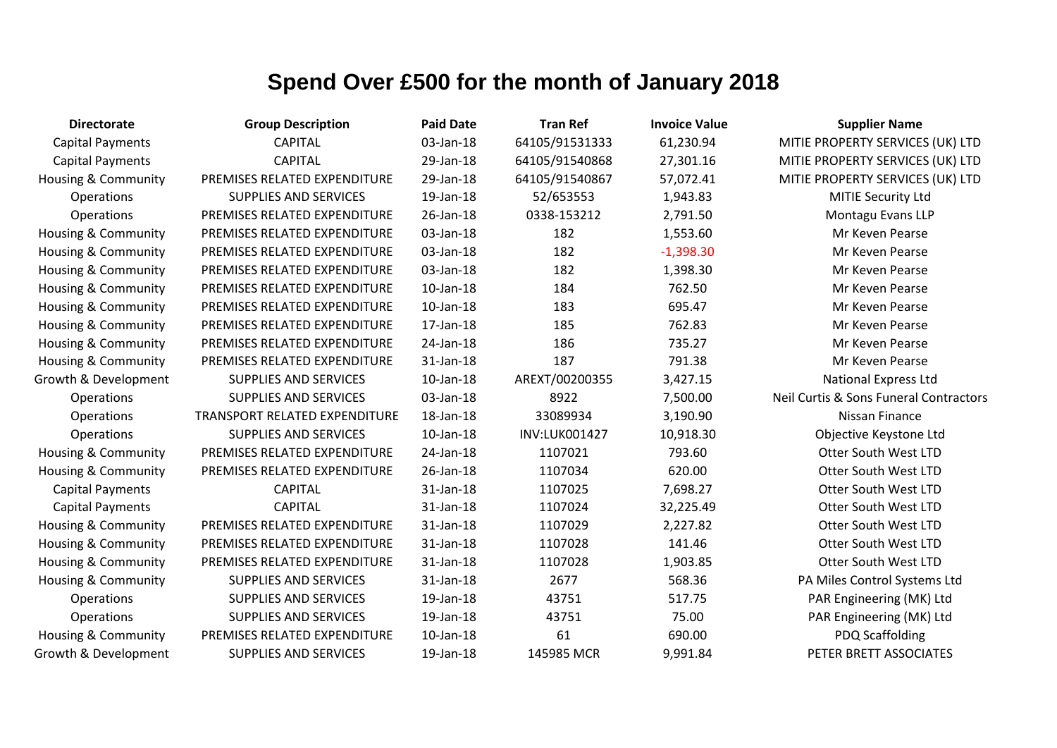# Spend Over £500 for the month of January 2018

| Directorate | Group Description | Paid Date | Tran Ref | Invoice Value | Supplier Name |
|---|---|---|---|---|---|
| Capital Payments | CAPITAL | 03-Jan-18 | 64105/91531333 | 61,230.94 | MITIE PROPERTY SERVICES (UK) LTD |
| Capital Payments | CAPITAL | 29-Jan-18 | 64105/91540868 | 27,301.16 | MITIE PROPERTY SERVICES (UK) LTD |
| Housing & Community | PREMISES RELATED EXPENDITURE | 29-Jan-18 | 64105/91540867 | 57,072.41 | MITIE PROPERTY SERVICES (UK) LTD |
| Operations | SUPPLIES AND SERVICES | 19-Jan-18 | 52/653553 | 1,943.83 | MITIE Security Ltd |
| Operations | PREMISES RELATED EXPENDITURE | 26-Jan-18 | 0338-153212 | 2,791.50 | Montagu Evans LLP |
| Housing & Community | PREMISES RELATED EXPENDITURE | 03-Jan-18 | 182 | 1,553.60 | Mr Keven Pearse |
| Housing & Community | PREMISES RELATED EXPENDITURE | 03-Jan-18 | 182 | -1,398.30 | Mr Keven Pearse |
| Housing & Community | PREMISES RELATED EXPENDITURE | 03-Jan-18 | 182 | 1,398.30 | Mr Keven Pearse |
| Housing & Community | PREMISES RELATED EXPENDITURE | 10-Jan-18 | 184 | 762.50 | Mr Keven Pearse |
| Housing & Community | PREMISES RELATED EXPENDITURE | 10-Jan-18 | 183 | 695.47 | Mr Keven Pearse |
| Housing & Community | PREMISES RELATED EXPENDITURE | 17-Jan-18 | 185 | 762.83 | Mr Keven Pearse |
| Housing & Community | PREMISES RELATED EXPENDITURE | 24-Jan-18 | 186 | 735.27 | Mr Keven Pearse |
| Housing & Community | PREMISES RELATED EXPENDITURE | 31-Jan-18 | 187 | 791.38 | Mr Keven Pearse |
| Growth & Development | SUPPLIES AND SERVICES | 10-Jan-18 | AREXT/00200355 | 3,427.15 | National Express Ltd |
| Operations | SUPPLIES AND SERVICES | 03-Jan-18 | 8922 | 7,500.00 | Neil Curtis & Sons Funeral Contractors |
| Operations | TRANSPORT RELATED EXPENDITURE | 18-Jan-18 | 33089934 | 3,190.90 | Nissan Finance |
| Operations | SUPPLIES AND SERVICES | 10-Jan-18 | INV:LUK001427 | 10,918.30 | Objective Keystone Ltd |
| Housing & Community | PREMISES RELATED EXPENDITURE | 24-Jan-18 | 1107021 | 793.60 | Otter South West LTD |
| Housing & Community | PREMISES RELATED EXPENDITURE | 26-Jan-18 | 1107034 | 620.00 | Otter South West LTD |
| Capital Payments | CAPITAL | 31-Jan-18 | 1107025 | 7,698.27 | Otter South West LTD |
| Capital Payments | CAPITAL | 31-Jan-18 | 1107024 | 32,225.49 | Otter South West LTD |
| Housing & Community | PREMISES RELATED EXPENDITURE | 31-Jan-18 | 1107029 | 2,227.82 | Otter South West LTD |
| Housing & Community | PREMISES RELATED EXPENDITURE | 31-Jan-18 | 1107028 | 141.46 | Otter South West LTD |
| Housing & Community | PREMISES RELATED EXPENDITURE | 31-Jan-18 | 1107028 | 1,903.85 | Otter South West LTD |
| Housing & Community | SUPPLIES AND SERVICES | 31-Jan-18 | 2677 | 568.36 | PA Miles Control Systems Ltd |
| Operations | SUPPLIES AND SERVICES | 19-Jan-18 | 43751 | 517.75 | PAR Engineering (MK) Ltd |
| Operations | SUPPLIES AND SERVICES | 19-Jan-18 | 43751 | 75.00 | PAR Engineering (MK) Ltd |
| Housing & Community | PREMISES RELATED EXPENDITURE | 10-Jan-18 | 61 | 690.00 | PDQ Scaffolding |
| Growth & Development | SUPPLIES AND SERVICES | 19-Jan-18 | 145985 MCR | 9,991.84 | PETER BRETT ASSOCIATES |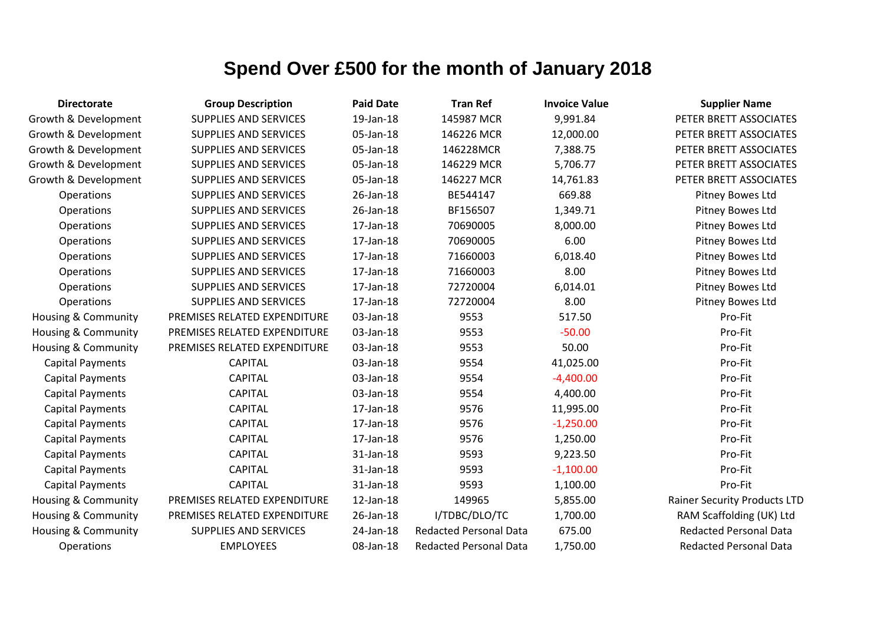# Spend Over £500 for the month of January 2018

| Directorate | Group Description | Paid Date | Tran Ref | Invoice Value | Supplier Name |
| --- | --- | --- | --- | --- | --- |
| Growth & Development | SUPPLIES AND SERVICES | 19-Jan-18 | 145987 MCR | 9,991.84 | PETER BRETT ASSOCIATES |
| Growth & Development | SUPPLIES AND SERVICES | 05-Jan-18 | 146226 MCR | 12,000.00 | PETER BRETT ASSOCIATES |
| Growth & Development | SUPPLIES AND SERVICES | 05-Jan-18 | 146228MCR | 7,388.75 | PETER BRETT ASSOCIATES |
| Growth & Development | SUPPLIES AND SERVICES | 05-Jan-18 | 146229 MCR | 5,706.77 | PETER BRETT ASSOCIATES |
| Growth & Development | SUPPLIES AND SERVICES | 05-Jan-18 | 146227 MCR | 14,761.83 | PETER BRETT ASSOCIATES |
| Operations | SUPPLIES AND SERVICES | 26-Jan-18 | BE544147 | 669.88 | Pitney Bowes Ltd |
| Operations | SUPPLIES AND SERVICES | 26-Jan-18 | BF156507 | 1,349.71 | Pitney Bowes Ltd |
| Operations | SUPPLIES AND SERVICES | 17-Jan-18 | 70690005 | 8,000.00 | Pitney Bowes Ltd |
| Operations | SUPPLIES AND SERVICES | 17-Jan-18 | 70690005 | 6.00 | Pitney Bowes Ltd |
| Operations | SUPPLIES AND SERVICES | 17-Jan-18 | 71660003 | 6,018.40 | Pitney Bowes Ltd |
| Operations | SUPPLIES AND SERVICES | 17-Jan-18 | 71660003 | 8.00 | Pitney Bowes Ltd |
| Operations | SUPPLIES AND SERVICES | 17-Jan-18 | 72720004 | 6,014.01 | Pitney Bowes Ltd |
| Operations | SUPPLIES AND SERVICES | 17-Jan-18 | 72720004 | 8.00 | Pitney Bowes Ltd |
| Housing & Community | PREMISES RELATED EXPENDITURE | 03-Jan-18 | 9553 | 517.50 | Pro-Fit |
| Housing & Community | PREMISES RELATED EXPENDITURE | 03-Jan-18 | 9553 | -50.00 | Pro-Fit |
| Housing & Community | PREMISES RELATED EXPENDITURE | 03-Jan-18 | 9553 | 50.00 | Pro-Fit |
| Capital Payments | CAPITAL | 03-Jan-18 | 9554 | 41,025.00 | Pro-Fit |
| Capital Payments | CAPITAL | 03-Jan-18 | 9554 | -4,400.00 | Pro-Fit |
| Capital Payments | CAPITAL | 03-Jan-18 | 9554 | 4,400.00 | Pro-Fit |
| Capital Payments | CAPITAL | 17-Jan-18 | 9576 | 11,995.00 | Pro-Fit |
| Capital Payments | CAPITAL | 17-Jan-18 | 9576 | -1,250.00 | Pro-Fit |
| Capital Payments | CAPITAL | 17-Jan-18 | 9576 | 1,250.00 | Pro-Fit |
| Capital Payments | CAPITAL | 31-Jan-18 | 9593 | 9,223.50 | Pro-Fit |
| Capital Payments | CAPITAL | 31-Jan-18 | 9593 | -1,100.00 | Pro-Fit |
| Capital Payments | CAPITAL | 31-Jan-18 | 9593 | 1,100.00 | Pro-Fit |
| Housing & Community | PREMISES RELATED EXPENDITURE | 12-Jan-18 | 149965 | 5,855.00 | Rainer Security Products LTD |
| Housing & Community | PREMISES RELATED EXPENDITURE | 26-Jan-18 | I/TDBC/DLO/TC | 1,700.00 | RAM Scaffolding (UK) Ltd |
| Housing & Community | SUPPLIES AND SERVICES | 24-Jan-18 | Redacted Personal Data | 675.00 | Redacted Personal Data |
| Operations | EMPLOYEES | 08-Jan-18 | Redacted Personal Data | 1,750.00 | Redacted Personal Data |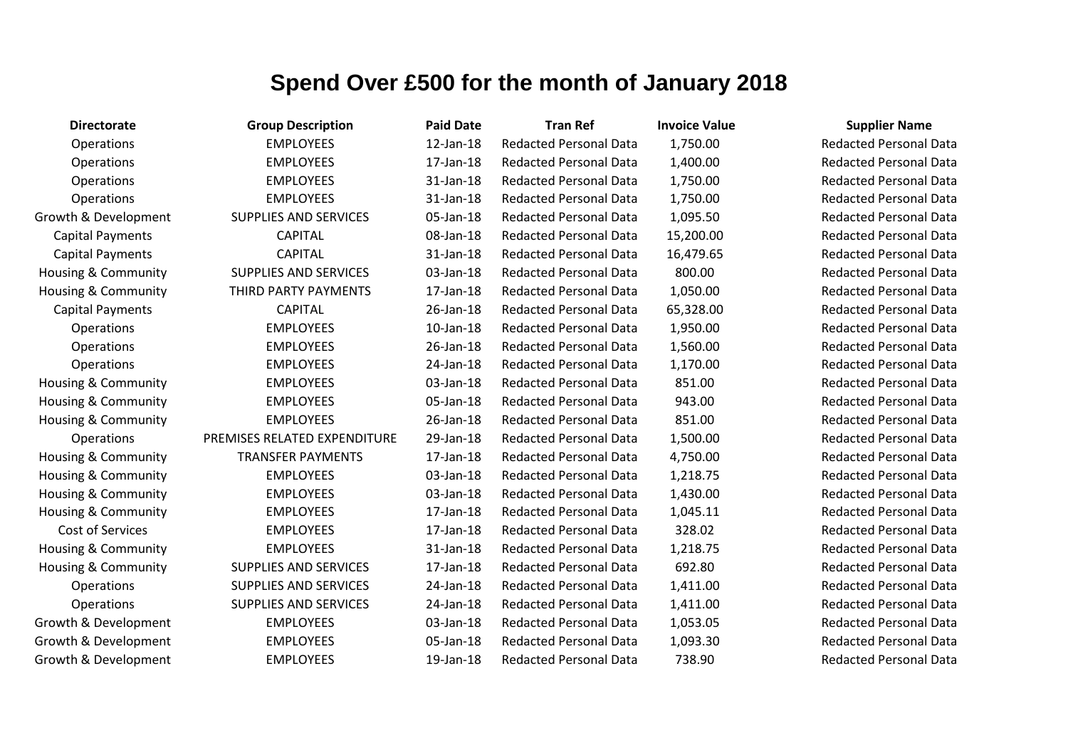# Spend Over £500 for the month of January 2018

| Directorate | Group Description | Paid Date | Tran Ref | Invoice Value | Supplier Name |
|---|---|---|---|---|---|
| Operations | EMPLOYEES | 12-Jan-18 | Redacted Personal Data | 1,750.00 | Redacted Personal Data |
| Operations | EMPLOYEES | 17-Jan-18 | Redacted Personal Data | 1,400.00 | Redacted Personal Data |
| Operations | EMPLOYEES | 31-Jan-18 | Redacted Personal Data | 1,750.00 | Redacted Personal Data |
| Operations | EMPLOYEES | 31-Jan-18 | Redacted Personal Data | 1,750.00 | Redacted Personal Data |
| Growth & Development | SUPPLIES AND SERVICES | 05-Jan-18 | Redacted Personal Data | 1,095.50 | Redacted Personal Data |
| Capital Payments | CAPITAL | 08-Jan-18 | Redacted Personal Data | 15,200.00 | Redacted Personal Data |
| Capital Payments | CAPITAL | 31-Jan-18 | Redacted Personal Data | 16,479.65 | Redacted Personal Data |
| Housing & Community | SUPPLIES AND SERVICES | 03-Jan-18 | Redacted Personal Data | 800.00 | Redacted Personal Data |
| Housing & Community | THIRD PARTY PAYMENTS | 17-Jan-18 | Redacted Personal Data | 1,050.00 | Redacted Personal Data |
| Capital Payments | CAPITAL | 26-Jan-18 | Redacted Personal Data | 65,328.00 | Redacted Personal Data |
| Operations | EMPLOYEES | 10-Jan-18 | Redacted Personal Data | 1,950.00 | Redacted Personal Data |
| Operations | EMPLOYEES | 26-Jan-18 | Redacted Personal Data | 1,560.00 | Redacted Personal Data |
| Operations | EMPLOYEES | 24-Jan-18 | Redacted Personal Data | 1,170.00 | Redacted Personal Data |
| Housing & Community | EMPLOYEES | 03-Jan-18 | Redacted Personal Data | 851.00 | Redacted Personal Data |
| Housing & Community | EMPLOYEES | 05-Jan-18 | Redacted Personal Data | 943.00 | Redacted Personal Data |
| Housing & Community | EMPLOYEES | 26-Jan-18 | Redacted Personal Data | 851.00 | Redacted Personal Data |
| Operations | PREMISES RELATED EXPENDITURE | 29-Jan-18 | Redacted Personal Data | 1,500.00 | Redacted Personal Data |
| Housing & Community | TRANSFER PAYMENTS | 17-Jan-18 | Redacted Personal Data | 4,750.00 | Redacted Personal Data |
| Housing & Community | EMPLOYEES | 03-Jan-18 | Redacted Personal Data | 1,218.75 | Redacted Personal Data |
| Housing & Community | EMPLOYEES | 03-Jan-18 | Redacted Personal Data | 1,430.00 | Redacted Personal Data |
| Housing & Community | EMPLOYEES | 17-Jan-18 | Redacted Personal Data | 1,045.11 | Redacted Personal Data |
| Cost of Services | EMPLOYEES | 17-Jan-18 | Redacted Personal Data | 328.02 | Redacted Personal Data |
| Housing & Community | EMPLOYEES | 31-Jan-18 | Redacted Personal Data | 1,218.75 | Redacted Personal Data |
| Housing & Community | SUPPLIES AND SERVICES | 17-Jan-18 | Redacted Personal Data | 692.80 | Redacted Personal Data |
| Operations | SUPPLIES AND SERVICES | 24-Jan-18 | Redacted Personal Data | 1,411.00 | Redacted Personal Data |
| Operations | SUPPLIES AND SERVICES | 24-Jan-18 | Redacted Personal Data | 1,411.00 | Redacted Personal Data |
| Growth & Development | EMPLOYEES | 03-Jan-18 | Redacted Personal Data | 1,053.05 | Redacted Personal Data |
| Growth & Development | EMPLOYEES | 05-Jan-18 | Redacted Personal Data | 1,093.30 | Redacted Personal Data |
| Growth & Development | EMPLOYEES | 19-Jan-18 | Redacted Personal Data | 738.90 | Redacted Personal Data |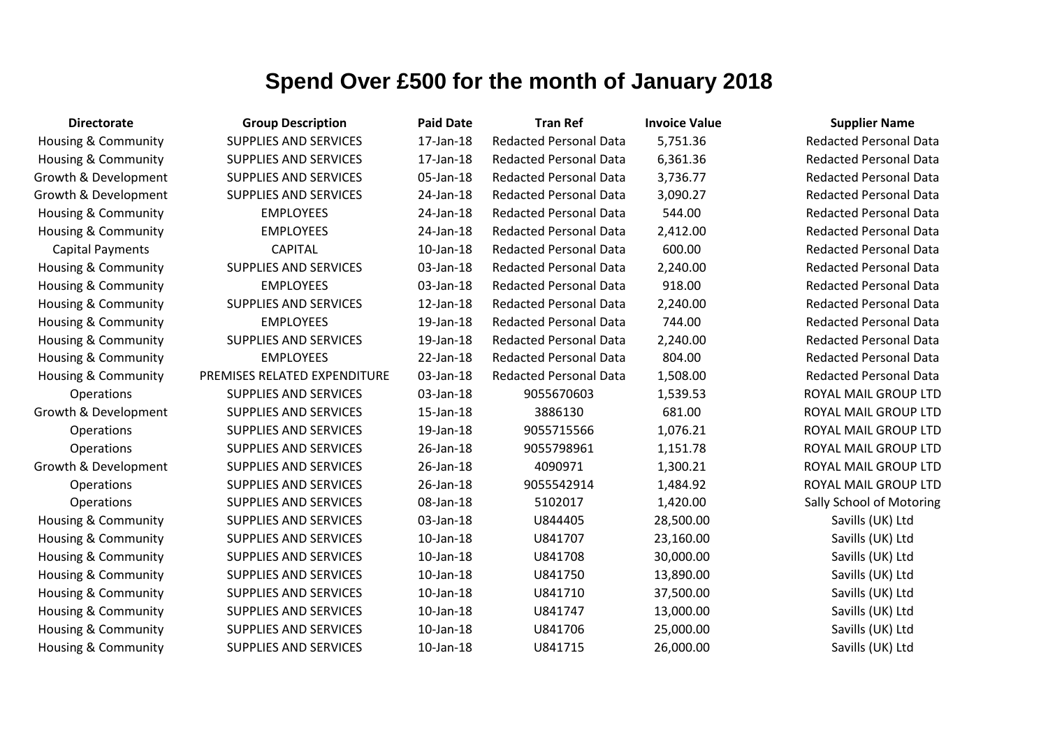# Spend Over £500 for the month of January 2018

| Directorate | Group Description | Paid Date | Tran Ref | Invoice Value | Supplier Name |
|---|---|---|---|---|---|
| Housing & Community | SUPPLIES AND SERVICES | 17-Jan-18 | Redacted Personal Data | 5,751.36 | Redacted Personal Data |
| Housing & Community | SUPPLIES AND SERVICES | 17-Jan-18 | Redacted Personal Data | 6,361.36 | Redacted Personal Data |
| Growth & Development | SUPPLIES AND SERVICES | 05-Jan-18 | Redacted Personal Data | 3,736.77 | Redacted Personal Data |
| Growth & Development | SUPPLIES AND SERVICES | 24-Jan-18 | Redacted Personal Data | 3,090.27 | Redacted Personal Data |
| Housing & Community | EMPLOYEES | 24-Jan-18 | Redacted Personal Data | 544.00 | Redacted Personal Data |
| Housing & Community | EMPLOYEES | 24-Jan-18 | Redacted Personal Data | 2,412.00 | Redacted Personal Data |
| Capital Payments | CAPITAL | 10-Jan-18 | Redacted Personal Data | 600.00 | Redacted Personal Data |
| Housing & Community | SUPPLIES AND SERVICES | 03-Jan-18 | Redacted Personal Data | 2,240.00 | Redacted Personal Data |
| Housing & Community | EMPLOYEES | 03-Jan-18 | Redacted Personal Data | 918.00 | Redacted Personal Data |
| Housing & Community | SUPPLIES AND SERVICES | 12-Jan-18 | Redacted Personal Data | 2,240.00 | Redacted Personal Data |
| Housing & Community | EMPLOYEES | 19-Jan-18 | Redacted Personal Data | 744.00 | Redacted Personal Data |
| Housing & Community | SUPPLIES AND SERVICES | 19-Jan-18 | Redacted Personal Data | 2,240.00 | Redacted Personal Data |
| Housing & Community | EMPLOYEES | 22-Jan-18 | Redacted Personal Data | 804.00 | Redacted Personal Data |
| Housing & Community | PREMISES RELATED EXPENDITURE | 03-Jan-18 | Redacted Personal Data | 1,508.00 | Redacted Personal Data |
| Operations | SUPPLIES AND SERVICES | 03-Jan-18 | 9055670603 | 1,539.53 | ROYAL MAIL GROUP LTD |
| Growth & Development | SUPPLIES AND SERVICES | 15-Jan-18 | 3886130 | 681.00 | ROYAL MAIL GROUP LTD |
| Operations | SUPPLIES AND SERVICES | 19-Jan-18 | 9055715566 | 1,076.21 | ROYAL MAIL GROUP LTD |
| Operations | SUPPLIES AND SERVICES | 26-Jan-18 | 9055798961 | 1,151.78 | ROYAL MAIL GROUP LTD |
| Growth & Development | SUPPLIES AND SERVICES | 26-Jan-18 | 4090971 | 1,300.21 | ROYAL MAIL GROUP LTD |
| Operations | SUPPLIES AND SERVICES | 26-Jan-18 | 9055542914 | 1,484.92 | ROYAL MAIL GROUP LTD |
| Operations | SUPPLIES AND SERVICES | 08-Jan-18 | 5102017 | 1,420.00 | Sally School of Motoring |
| Housing & Community | SUPPLIES AND SERVICES | 03-Jan-18 | U844405 | 28,500.00 | Savills (UK) Ltd |
| Housing & Community | SUPPLIES AND SERVICES | 10-Jan-18 | U841707 | 23,160.00 | Savills (UK) Ltd |
| Housing & Community | SUPPLIES AND SERVICES | 10-Jan-18 | U841708 | 30,000.00 | Savills (UK) Ltd |
| Housing & Community | SUPPLIES AND SERVICES | 10-Jan-18 | U841750 | 13,890.00 | Savills (UK) Ltd |
| Housing & Community | SUPPLIES AND SERVICES | 10-Jan-18 | U841710 | 37,500.00 | Savills (UK) Ltd |
| Housing & Community | SUPPLIES AND SERVICES | 10-Jan-18 | U841747 | 13,000.00 | Savills (UK) Ltd |
| Housing & Community | SUPPLIES AND SERVICES | 10-Jan-18 | U841706 | 25,000.00 | Savills (UK) Ltd |
| Housing & Community | SUPPLIES AND SERVICES | 10-Jan-18 | U841715 | 26,000.00 | Savills (UK) Ltd |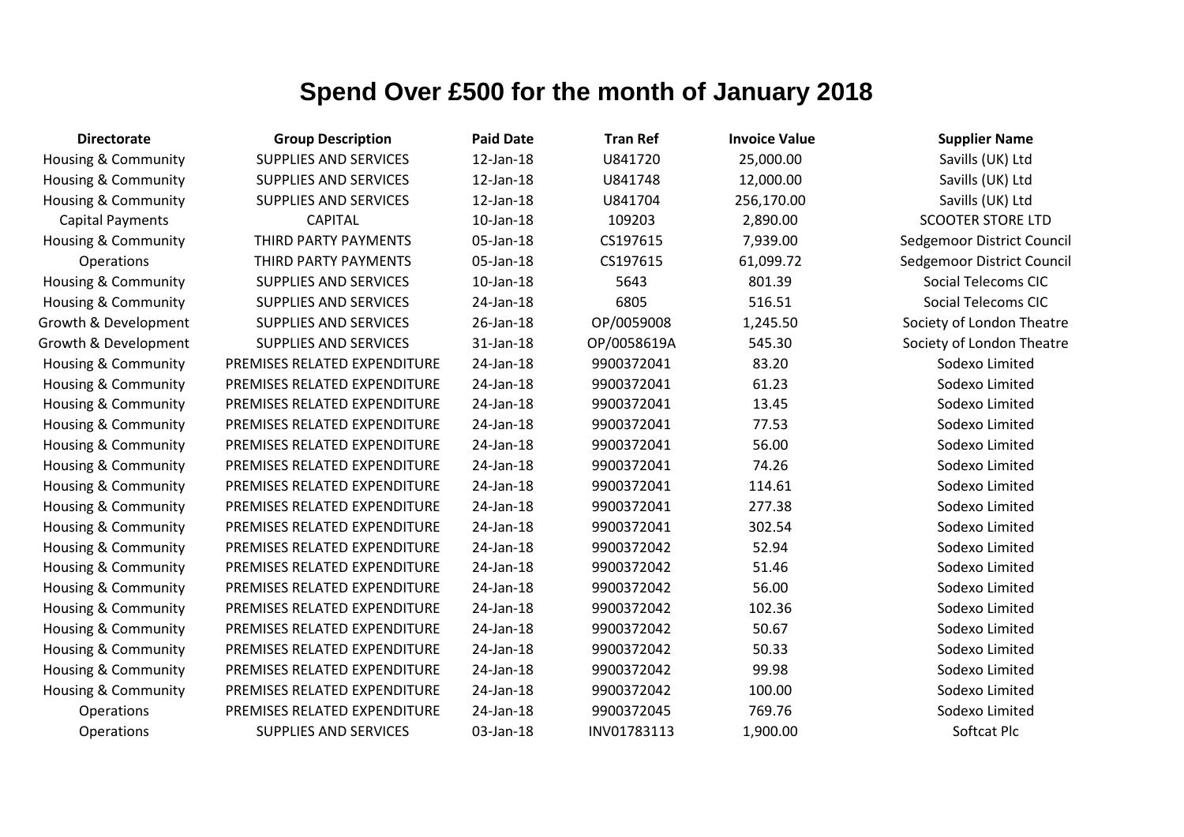# Spend Over £500 for the month of January 2018

| Directorate | Group Description | Paid Date | Tran Ref | Invoice Value | Supplier Name |
|---|---|---|---|---|---|
| Housing & Community | SUPPLIES AND SERVICES | 12-Jan-18 | U841720 | 25,000.00 | Savills (UK) Ltd |
| Housing & Community | SUPPLIES AND SERVICES | 12-Jan-18 | U841748 | 12,000.00 | Savills (UK) Ltd |
| Housing & Community | SUPPLIES AND SERVICES | 12-Jan-18 | U841704 | 256,170.00 | Savills (UK) Ltd |
| Capital Payments | CAPITAL | 10-Jan-18 | 109203 | 2,890.00 | SCOOTER STORE LTD |
| Housing & Community | THIRD PARTY PAYMENTS | 05-Jan-18 | CS197615 | 7,939.00 | Sedgemoor District Council |
| Operations | THIRD PARTY PAYMENTS | 05-Jan-18 | CS197615 | 61,099.72 | Sedgemoor District Council |
| Housing & Community | SUPPLIES AND SERVICES | 10-Jan-18 | 5643 | 801.39 | Social Telecoms CIC |
| Housing & Community | SUPPLIES AND SERVICES | 24-Jan-18 | 6805 | 516.51 | Social Telecoms CIC |
| Growth & Development | SUPPLIES AND SERVICES | 26-Jan-18 | OP/0059008 | 1,245.50 | Society of London Theatre |
| Growth & Development | SUPPLIES AND SERVICES | 31-Jan-18 | OP/0058619A | 545.30 | Society of London Theatre |
| Housing & Community | PREMISES RELATED EXPENDITURE | 24-Jan-18 | 9900372041 | 83.20 | Sodexo Limited |
| Housing & Community | PREMISES RELATED EXPENDITURE | 24-Jan-18 | 9900372041 | 61.23 | Sodexo Limited |
| Housing & Community | PREMISES RELATED EXPENDITURE | 24-Jan-18 | 9900372041 | 13.45 | Sodexo Limited |
| Housing & Community | PREMISES RELATED EXPENDITURE | 24-Jan-18 | 9900372041 | 77.53 | Sodexo Limited |
| Housing & Community | PREMISES RELATED EXPENDITURE | 24-Jan-18 | 9900372041 | 56.00 | Sodexo Limited |
| Housing & Community | PREMISES RELATED EXPENDITURE | 24-Jan-18 | 9900372041 | 74.26 | Sodexo Limited |
| Housing & Community | PREMISES RELATED EXPENDITURE | 24-Jan-18 | 9900372041 | 114.61 | Sodexo Limited |
| Housing & Community | PREMISES RELATED EXPENDITURE | 24-Jan-18 | 9900372041 | 277.38 | Sodexo Limited |
| Housing & Community | PREMISES RELATED EXPENDITURE | 24-Jan-18 | 9900372041 | 302.54 | Sodexo Limited |
| Housing & Community | PREMISES RELATED EXPENDITURE | 24-Jan-18 | 9900372042 | 52.94 | Sodexo Limited |
| Housing & Community | PREMISES RELATED EXPENDITURE | 24-Jan-18 | 9900372042 | 51.46 | Sodexo Limited |
| Housing & Community | PREMISES RELATED EXPENDITURE | 24-Jan-18 | 9900372042 | 56.00 | Sodexo Limited |
| Housing & Community | PREMISES RELATED EXPENDITURE | 24-Jan-18 | 9900372042 | 102.36 | Sodexo Limited |
| Housing & Community | PREMISES RELATED EXPENDITURE | 24-Jan-18 | 9900372042 | 50.67 | Sodexo Limited |
| Housing & Community | PREMISES RELATED EXPENDITURE | 24-Jan-18 | 9900372042 | 50.33 | Sodexo Limited |
| Housing & Community | PREMISES RELATED EXPENDITURE | 24-Jan-18 | 9900372042 | 99.98 | Sodexo Limited |
| Housing & Community | PREMISES RELATED EXPENDITURE | 24-Jan-18 | 9900372042 | 100.00 | Sodexo Limited |
| Operations | PREMISES RELATED EXPENDITURE | 24-Jan-18 | 9900372045 | 769.76 | Sodexo Limited |
| Operations | SUPPLIES AND SERVICES | 03-Jan-18 | INV01783113 | 1,900.00 | Softcat Plc |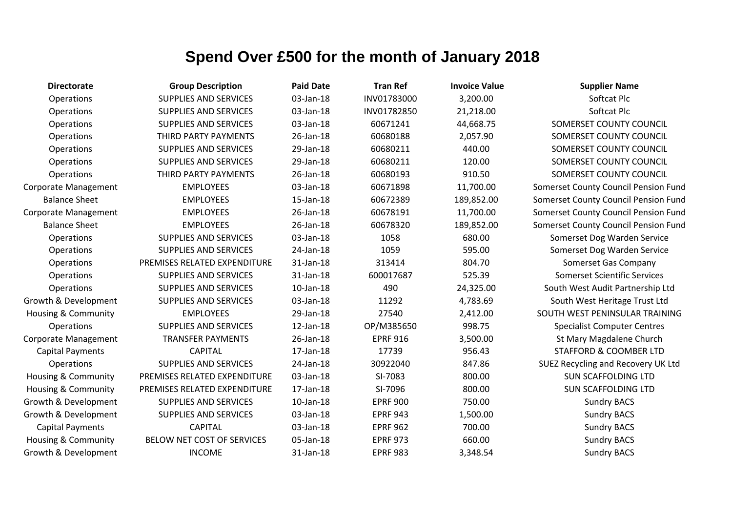# Spend Over £500 for the month of January 2018

| Directorate | Group Description | Paid Date | Tran Ref | Invoice Value | Supplier Name |
|---|---|---|---|---|---|
| Operations | SUPPLIES AND SERVICES | 03-Jan-18 | INV01783000 | 3,200.00 | Softcat Plc |
| Operations | SUPPLIES AND SERVICES | 03-Jan-18 | INV01782850 | 21,218.00 | Softcat Plc |
| Operations | SUPPLIES AND SERVICES | 03-Jan-18 | 60671241 | 44,668.75 | SOMERSET COUNTY COUNCIL |
| Operations | THIRD PARTY PAYMENTS | 26-Jan-18 | 60680188 | 2,057.90 | SOMERSET COUNTY COUNCIL |
| Operations | SUPPLIES AND SERVICES | 29-Jan-18 | 60680211 | 440.00 | SOMERSET COUNTY COUNCIL |
| Operations | SUPPLIES AND SERVICES | 29-Jan-18 | 60680211 | 120.00 | SOMERSET COUNTY COUNCIL |
| Operations | THIRD PARTY PAYMENTS | 26-Jan-18 | 60680193 | 910.50 | SOMERSET COUNTY COUNCIL |
| Corporate Management | EMPLOYEES | 03-Jan-18 | 60671898 | 11,700.00 | Somerset County Council Pension Fund |
| Balance Sheet | EMPLOYEES | 15-Jan-18 | 60672389 | 189,852.00 | Somerset County Council Pension Fund |
| Corporate Management | EMPLOYEES | 26-Jan-18 | 60678191 | 11,700.00 | Somerset County Council Pension Fund |
| Balance Sheet | EMPLOYEES | 26-Jan-18 | 60678320 | 189,852.00 | Somerset County Council Pension Fund |
| Operations | SUPPLIES AND SERVICES | 03-Jan-18 | 1058 | 680.00 | Somerset Dog Warden Service |
| Operations | SUPPLIES AND SERVICES | 24-Jan-18 | 1059 | 595.00 | Somerset Dog Warden Service |
| Operations | PREMISES RELATED EXPENDITURE | 31-Jan-18 | 313414 | 804.70 | Somerset Gas Company |
| Operations | SUPPLIES AND SERVICES | 31-Jan-18 | 600017687 | 525.39 | Somerset Scientific Services |
| Operations | SUPPLIES AND SERVICES | 10-Jan-18 | 490 | 24,325.00 | South West Audit Partnership Ltd |
| Growth & Development | SUPPLIES AND SERVICES | 03-Jan-18 | 11292 | 4,783.69 | South West Heritage Trust Ltd |
| Housing & Community | EMPLOYEES | 29-Jan-18 | 27540 | 2,412.00 | SOUTH WEST PENINSULAR TRAINING |
| Operations | SUPPLIES AND SERVICES | 12-Jan-18 | OP/M385650 | 998.75 | Specialist Computer Centres |
| Corporate Management | TRANSFER PAYMENTS | 26-Jan-18 | EPRF 916 | 3,500.00 | St Mary Magdalene Church |
| Capital Payments | CAPITAL | 17-Jan-18 | 17739 | 956.43 | STAFFORD & COOMBER LTD |
| Operations | SUPPLIES AND SERVICES | 24-Jan-18 | 30922040 | 847.86 | SUEZ Recycling and Recovery UK Ltd |
| Housing & Community | PREMISES RELATED EXPENDITURE | 03-Jan-18 | SI-7083 | 800.00 | SUN SCAFFOLDING LTD |
| Housing & Community | PREMISES RELATED EXPENDITURE | 17-Jan-18 | SI-7096 | 800.00 | SUN SCAFFOLDING LTD |
| Growth & Development | SUPPLIES AND SERVICES | 10-Jan-18 | EPRF 900 | 750.00 | Sundry BACS |
| Growth & Development | SUPPLIES AND SERVICES | 03-Jan-18 | EPRF 943 | 1,500.00 | Sundry BACS |
| Capital Payments | CAPITAL | 03-Jan-18 | EPRF 962 | 700.00 | Sundry BACS |
| Housing & Community | BELOW NET COST OF SERVICES | 05-Jan-18 | EPRF 973 | 660.00 | Sundry BACS |
| Growth & Development | INCOME | 31-Jan-18 | EPRF 983 | 3,348.54 | Sundry BACS |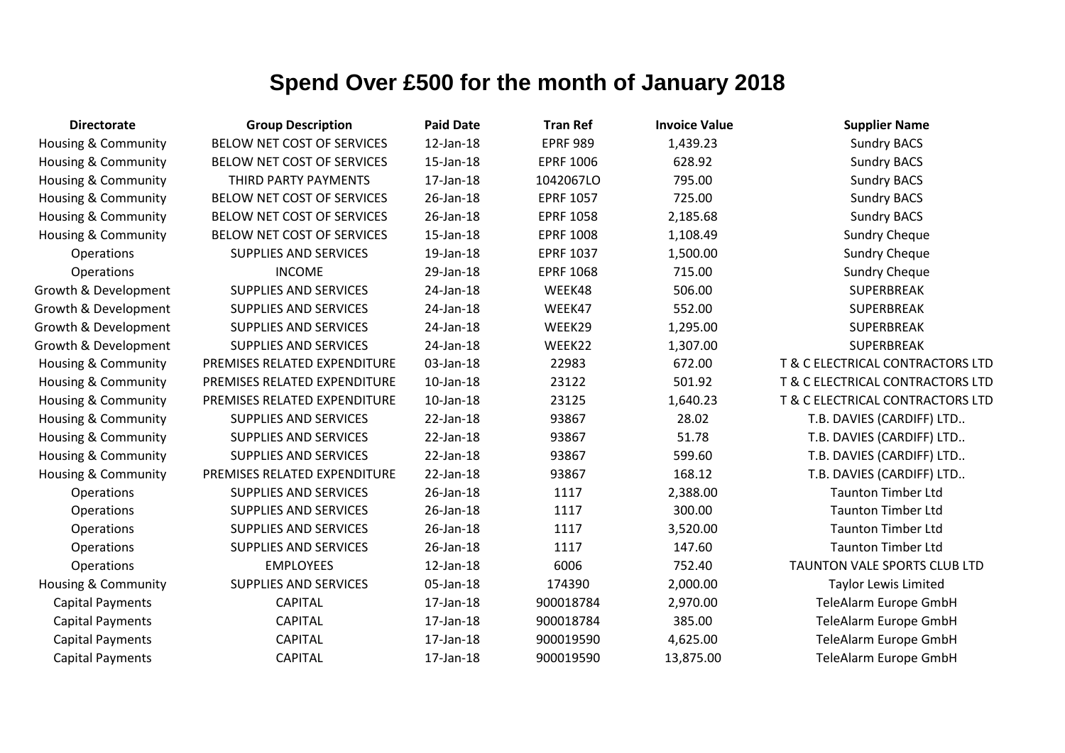# Spend Over £500 for the month of January 2018

| Directorate | Group Description | Paid Date | Tran Ref | Invoice Value | Supplier Name |
|---|---|---|---|---|---|
| Housing & Community | BELOW NET COST OF SERVICES | 12-Jan-18 | EPRF 989 | 1,439.23 | Sundry BACS |
| Housing & Community | BELOW NET COST OF SERVICES | 15-Jan-18 | EPRF 1006 | 628.92 | Sundry BACS |
| Housing & Community | THIRD PARTY PAYMENTS | 17-Jan-18 | 1042067LO | 795.00 | Sundry BACS |
| Housing & Community | BELOW NET COST OF SERVICES | 26-Jan-18 | EPRF 1057 | 725.00 | Sundry BACS |
| Housing & Community | BELOW NET COST OF SERVICES | 26-Jan-18 | EPRF 1058 | 2,185.68 | Sundry BACS |
| Housing & Community | BELOW NET COST OF SERVICES | 15-Jan-18 | EPRF 1008 | 1,108.49 | Sundry Cheque |
| Operations | SUPPLIES AND SERVICES | 19-Jan-18 | EPRF 1037 | 1,500.00 | Sundry Cheque |
| Operations | INCOME | 29-Jan-18 | EPRF 1068 | 715.00 | Sundry Cheque |
| Growth & Development | SUPPLIES AND SERVICES | 24-Jan-18 | WEEK48 | 506.00 | SUPERBREAK |
| Growth & Development | SUPPLIES AND SERVICES | 24-Jan-18 | WEEK47 | 552.00 | SUPERBREAK |
| Growth & Development | SUPPLIES AND SERVICES | 24-Jan-18 | WEEK29 | 1,295.00 | SUPERBREAK |
| Growth & Development | SUPPLIES AND SERVICES | 24-Jan-18 | WEEK22 | 1,307.00 | SUPERBREAK |
| Housing & Community | PREMISES RELATED EXPENDITURE | 03-Jan-18 | 22983 | 672.00 | T & C ELECTRICAL CONTRACTORS LTD |
| Housing & Community | PREMISES RELATED EXPENDITURE | 10-Jan-18 | 23122 | 501.92 | T & C ELECTRICAL CONTRACTORS LTD |
| Housing & Community | PREMISES RELATED EXPENDITURE | 10-Jan-18 | 23125 | 1,640.23 | T & C ELECTRICAL CONTRACTORS LTD |
| Housing & Community | SUPPLIES AND SERVICES | 22-Jan-18 | 93867 | 28.02 | T.B. DAVIES (CARDIFF) LTD.. |
| Housing & Community | SUPPLIES AND SERVICES | 22-Jan-18 | 93867 | 51.78 | T.B. DAVIES (CARDIFF) LTD.. |
| Housing & Community | SUPPLIES AND SERVICES | 22-Jan-18 | 93867 | 599.60 | T.B. DAVIES (CARDIFF) LTD.. |
| Housing & Community | PREMISES RELATED EXPENDITURE | 22-Jan-18 | 93867 | 168.12 | T.B. DAVIES (CARDIFF) LTD.. |
| Operations | SUPPLIES AND SERVICES | 26-Jan-18 | 1117 | 2,388.00 | Taunton Timber Ltd |
| Operations | SUPPLIES AND SERVICES | 26-Jan-18 | 1117 | 300.00 | Taunton Timber Ltd |
| Operations | SUPPLIES AND SERVICES | 26-Jan-18 | 1117 | 3,520.00 | Taunton Timber Ltd |
| Operations | SUPPLIES AND SERVICES | 26-Jan-18 | 1117 | 147.60 | Taunton Timber Ltd |
| Operations | EMPLOYEES | 12-Jan-18 | 6006 | 752.40 | TAUNTON VALE SPORTS CLUB LTD |
| Housing & Community | SUPPLIES AND SERVICES | 05-Jan-18 | 174390 | 2,000.00 | Taylor Lewis Limited |
| Capital Payments | CAPITAL | 17-Jan-18 | 900018784 | 2,970.00 | TeleAlarm Europe GmbH |
| Capital Payments | CAPITAL | 17-Jan-18 | 900018784 | 385.00 | TeleAlarm Europe GmbH |
| Capital Payments | CAPITAL | 17-Jan-18 | 900019590 | 4,625.00 | TeleAlarm Europe GmbH |
| Capital Payments | CAPITAL | 17-Jan-18 | 900019590 | 13,875.00 | TeleAlarm Europe GmbH |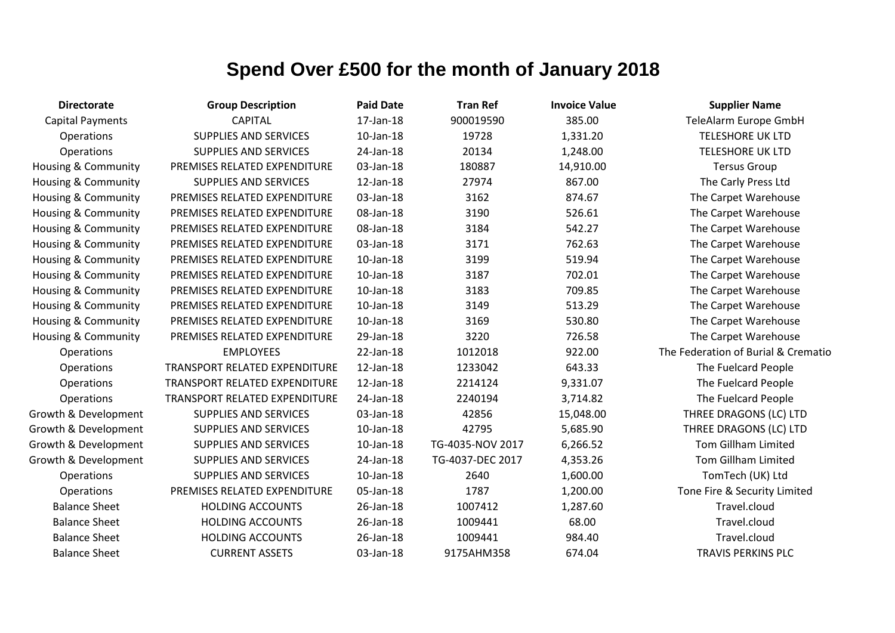# Spend Over £500 for the month of January 2018

| Directorate | Group Description | Paid Date | Tran Ref | Invoice Value | Supplier Name |
|---|---|---|---|---|---|
| Capital Payments | CAPITAL | 17-Jan-18 | 900019590 | 385.00 | TeleAlarm Europe GmbH |
| Operations | SUPPLIES AND SERVICES | 10-Jan-18 | 19728 | 1,331.20 | TELESHORE UK LTD |
| Operations | SUPPLIES AND SERVICES | 24-Jan-18 | 20134 | 1,248.00 | TELESHORE UK LTD |
| Housing & Community | PREMISES RELATED EXPENDITURE | 03-Jan-18 | 180887 | 14,910.00 | Tersus Group |
| Housing & Community | SUPPLIES AND SERVICES | 12-Jan-18 | 27974 | 867.00 | The Carly Press Ltd |
| Housing & Community | PREMISES RELATED EXPENDITURE | 03-Jan-18 | 3162 | 874.67 | The Carpet Warehouse |
| Housing & Community | PREMISES RELATED EXPENDITURE | 08-Jan-18 | 3190 | 526.61 | The Carpet Warehouse |
| Housing & Community | PREMISES RELATED EXPENDITURE | 08-Jan-18 | 3184 | 542.27 | The Carpet Warehouse |
| Housing & Community | PREMISES RELATED EXPENDITURE | 03-Jan-18 | 3171 | 762.63 | The Carpet Warehouse |
| Housing & Community | PREMISES RELATED EXPENDITURE | 10-Jan-18 | 3199 | 519.94 | The Carpet Warehouse |
| Housing & Community | PREMISES RELATED EXPENDITURE | 10-Jan-18 | 3187 | 702.01 | The Carpet Warehouse |
| Housing & Community | PREMISES RELATED EXPENDITURE | 10-Jan-18 | 3183 | 709.85 | The Carpet Warehouse |
| Housing & Community | PREMISES RELATED EXPENDITURE | 10-Jan-18 | 3149 | 513.29 | The Carpet Warehouse |
| Housing & Community | PREMISES RELATED EXPENDITURE | 10-Jan-18 | 3169 | 530.80 | The Carpet Warehouse |
| Housing & Community | PREMISES RELATED EXPENDITURE | 29-Jan-18 | 3220 | 726.58 | The Carpet Warehouse |
| Operations | EMPLOYEES | 22-Jan-18 | 1012018 | 922.00 | The Federation of Burial & Crematio |
| Operations | TRANSPORT RELATED EXPENDITURE | 12-Jan-18 | 1233042 | 643.33 | The Fuelcard People |
| Operations | TRANSPORT RELATED EXPENDITURE | 12-Jan-18 | 2214124 | 9,331.07 | The Fuelcard People |
| Operations | TRANSPORT RELATED EXPENDITURE | 24-Jan-18 | 2240194 | 3,714.82 | The Fuelcard People |
| Growth & Development | SUPPLIES AND SERVICES | 03-Jan-18 | 42856 | 15,048.00 | THREE DRAGONS (LC) LTD |
| Growth & Development | SUPPLIES AND SERVICES | 10-Jan-18 | 42795 | 5,685.90 | THREE DRAGONS (LC) LTD |
| Growth & Development | SUPPLIES AND SERVICES | 10-Jan-18 | TG-4035-NOV 2017 | 6,266.52 | Tom Gillham Limited |
| Growth & Development | SUPPLIES AND SERVICES | 24-Jan-18 | TG-4037-DEC 2017 | 4,353.26 | Tom Gillham Limited |
| Operations | SUPPLIES AND SERVICES | 10-Jan-18 | 2640 | 1,600.00 | TomTech (UK) Ltd |
| Operations | PREMISES RELATED EXPENDITURE | 05-Jan-18 | 1787 | 1,200.00 | Tone Fire & Security Limited |
| Balance Sheet | HOLDING ACCOUNTS | 26-Jan-18 | 1007412 | 1,287.60 | Travel.cloud |
| Balance Sheet | HOLDING ACCOUNTS | 26-Jan-18 | 1009441 | 68.00 | Travel.cloud |
| Balance Sheet | HOLDING ACCOUNTS | 26-Jan-18 | 1009441 | 984.40 | Travel.cloud |
| Balance Sheet | CURRENT ASSETS | 03-Jan-18 | 9175AHM358 | 674.04 | TRAVIS PERKINS PLC |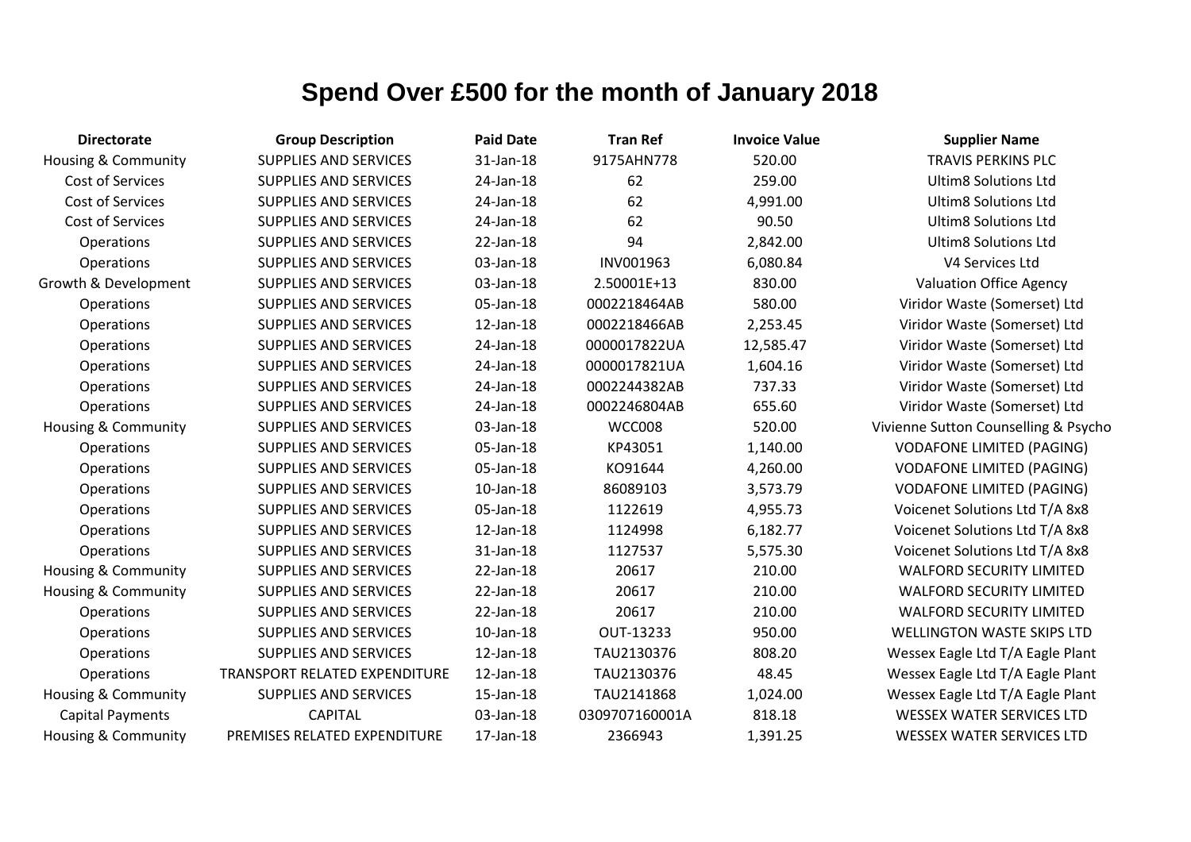# Spend Over £500 for the month of January 2018

| Directorate | Group Description | Paid Date | Tran Ref | Invoice Value | Supplier Name |
|---|---|---|---|---|---|
| Housing & Community | SUPPLIES AND SERVICES | 31-Jan-18 | 9175AHN778 | 520.00 | TRAVIS PERKINS PLC |
| Cost of Services | SUPPLIES AND SERVICES | 24-Jan-18 | 62 | 259.00 | Ultim8 Solutions Ltd |
| Cost of Services | SUPPLIES AND SERVICES | 24-Jan-18 | 62 | 4,991.00 | Ultim8 Solutions Ltd |
| Cost of Services | SUPPLIES AND SERVICES | 24-Jan-18 | 62 | 90.50 | Ultim8 Solutions Ltd |
| Operations | SUPPLIES AND SERVICES | 22-Jan-18 | 94 | 2,842.00 | Ultim8 Solutions Ltd |
| Operations | SUPPLIES AND SERVICES | 03-Jan-18 | INV001963 | 6,080.84 | V4 Services Ltd |
| Growth & Development | SUPPLIES AND SERVICES | 03-Jan-18 | 2.50001E+13 | 830.00 | Valuation Office Agency |
| Operations | SUPPLIES AND SERVICES | 05-Jan-18 | 0002218464AB | 580.00 | Viridor Waste (Somerset) Ltd |
| Operations | SUPPLIES AND SERVICES | 12-Jan-18 | 0002218466AB | 2,253.45 | Viridor Waste (Somerset) Ltd |
| Operations | SUPPLIES AND SERVICES | 24-Jan-18 | 0000017822UA | 12,585.47 | Viridor Waste (Somerset) Ltd |
| Operations | SUPPLIES AND SERVICES | 24-Jan-18 | 0000017821UA | 1,604.16 | Viridor Waste (Somerset) Ltd |
| Operations | SUPPLIES AND SERVICES | 24-Jan-18 | 0002244382AB | 737.33 | Viridor Waste (Somerset) Ltd |
| Operations | SUPPLIES AND SERVICES | 24-Jan-18 | 0002246804AB | 655.60 | Viridor Waste (Somerset) Ltd |
| Housing & Community | SUPPLIES AND SERVICES | 03-Jan-18 | WCC008 | 520.00 | Vivienne Sutton Counselling & Psycho |
| Operations | SUPPLIES AND SERVICES | 05-Jan-18 | KP43051 | 1,140.00 | VODAFONE LIMITED (PAGING) |
| Operations | SUPPLIES AND SERVICES | 05-Jan-18 | KO91644 | 4,260.00 | VODAFONE LIMITED (PAGING) |
| Operations | SUPPLIES AND SERVICES | 10-Jan-18 | 86089103 | 3,573.79 | VODAFONE LIMITED (PAGING) |
| Operations | SUPPLIES AND SERVICES | 05-Jan-18 | 1122619 | 4,955.73 | Voicenet Solutions Ltd T/A 8x8 |
| Operations | SUPPLIES AND SERVICES | 12-Jan-18 | 1124998 | 6,182.77 | Voicenet Solutions Ltd T/A 8x8 |
| Operations | SUPPLIES AND SERVICES | 31-Jan-18 | 1127537 | 5,575.30 | Voicenet Solutions Ltd T/A 8x8 |
| Housing & Community | SUPPLIES AND SERVICES | 22-Jan-18 | 20617 | 210.00 | WALFORD SECURITY LIMITED |
| Housing & Community | SUPPLIES AND SERVICES | 22-Jan-18 | 20617 | 210.00 | WALFORD SECURITY LIMITED |
| Operations | SUPPLIES AND SERVICES | 22-Jan-18 | 20617 | 210.00 | WALFORD SECURITY LIMITED |
| Operations | SUPPLIES AND SERVICES | 10-Jan-18 | OUT-13233 | 950.00 | WELLINGTON WASTE SKIPS LTD |
| Operations | SUPPLIES AND SERVICES | 12-Jan-18 | TAU2130376 | 808.20 | Wessex Eagle Ltd T/A Eagle Plant |
| Operations | TRANSPORT RELATED EXPENDITURE | 12-Jan-18 | TAU2130376 | 48.45 | Wessex Eagle Ltd T/A Eagle Plant |
| Housing & Community | SUPPLIES AND SERVICES | 15-Jan-18 | TAU2141868 | 1,024.00 | Wessex Eagle Ltd T/A Eagle Plant |
| Capital Payments | CAPITAL | 03-Jan-18 | 0309707160001A | 818.18 | WESSEX WATER SERVICES LTD |
| Housing & Community | PREMISES RELATED EXPENDITURE | 17-Jan-18 | 2366943 | 1,391.25 | WESSEX WATER SERVICES LTD |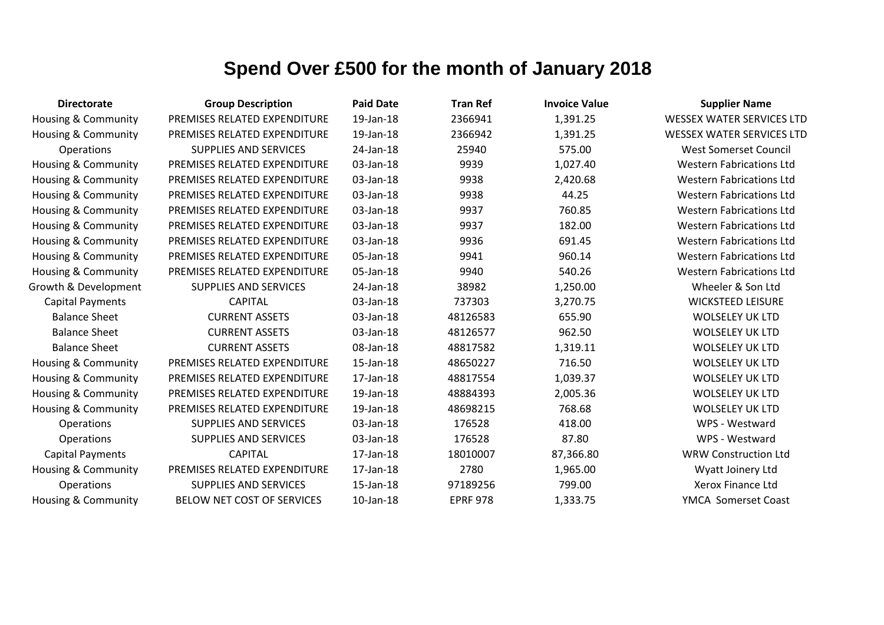# Spend Over £500 for the month of January 2018

| Directorate | Group Description | Paid Date | Tran Ref | Invoice Value | Supplier Name |
|---|---|---|---|---|---|
| Housing & Community | PREMISES RELATED EXPENDITURE | 19-Jan-18 | 2366941 | 1,391.25 | WESSEX WATER SERVICES LTD |
| Housing & Community | PREMISES RELATED EXPENDITURE | 19-Jan-18 | 2366942 | 1,391.25 | WESSEX WATER SERVICES LTD |
| Operations | SUPPLIES AND SERVICES | 24-Jan-18 | 25940 | 575.00 | West Somerset Council |
| Housing & Community | PREMISES RELATED EXPENDITURE | 03-Jan-18 | 9939 | 1,027.40 | Western Fabrications Ltd |
| Housing & Community | PREMISES RELATED EXPENDITURE | 03-Jan-18 | 9938 | 2,420.68 | Western Fabrications Ltd |
| Housing & Community | PREMISES RELATED EXPENDITURE | 03-Jan-18 | 9938 | 44.25 | Western Fabrications Ltd |
| Housing & Community | PREMISES RELATED EXPENDITURE | 03-Jan-18 | 9937 | 760.85 | Western Fabrications Ltd |
| Housing & Community | PREMISES RELATED EXPENDITURE | 03-Jan-18 | 9937 | 182.00 | Western Fabrications Ltd |
| Housing & Community | PREMISES RELATED EXPENDITURE | 03-Jan-18 | 9936 | 691.45 | Western Fabrications Ltd |
| Housing & Community | PREMISES RELATED EXPENDITURE | 05-Jan-18 | 9941 | 960.14 | Western Fabrications Ltd |
| Housing & Community | PREMISES RELATED EXPENDITURE | 05-Jan-18 | 9940 | 540.26 | Western Fabrications Ltd |
| Growth & Development | SUPPLIES AND SERVICES | 24-Jan-18 | 38982 | 1,250.00 | Wheeler & Son Ltd |
| Capital Payments | CAPITAL | 03-Jan-18 | 737303 | 3,270.75 | WICKSTEED LEISURE |
| Balance Sheet | CURRENT ASSETS | 03-Jan-18 | 48126583 | 655.90 | WOLSELEY UK LTD |
| Balance Sheet | CURRENT ASSETS | 03-Jan-18 | 48126577 | 962.50 | WOLSELEY UK LTD |
| Balance Sheet | CURRENT ASSETS | 08-Jan-18 | 48817582 | 1,319.11 | WOLSELEY UK LTD |
| Housing & Community | PREMISES RELATED EXPENDITURE | 15-Jan-18 | 48650227 | 716.50 | WOLSELEY UK LTD |
| Housing & Community | PREMISES RELATED EXPENDITURE | 17-Jan-18 | 48817554 | 1,039.37 | WOLSELEY UK LTD |
| Housing & Community | PREMISES RELATED EXPENDITURE | 19-Jan-18 | 48884393 | 2,005.36 | WOLSELEY UK LTD |
| Housing & Community | PREMISES RELATED EXPENDITURE | 19-Jan-18 | 48698215 | 768.68 | WOLSELEY UK LTD |
| Operations | SUPPLIES AND SERVICES | 03-Jan-18 | 176528 | 418.00 | WPS - Westward |
| Operations | SUPPLIES AND SERVICES | 03-Jan-18 | 176528 | 87.80 | WPS - Westward |
| Capital Payments | CAPITAL | 17-Jan-18 | 18010007 | 87,366.80 | WRW Construction Ltd |
| Housing & Community | PREMISES RELATED EXPENDITURE | 17-Jan-18 | 2780 | 1,965.00 | Wyatt Joinery Ltd |
| Operations | SUPPLIES AND SERVICES | 15-Jan-18 | 97189256 | 799.00 | Xerox Finance Ltd |
| Housing & Community | BELOW NET COST OF SERVICES | 10-Jan-18 | EPRF 978 | 1,333.75 | YMCA Somerset Coast |